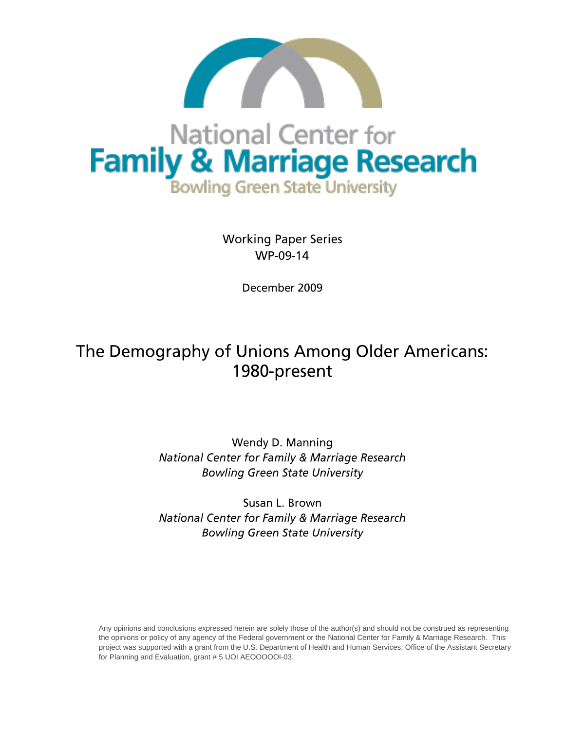National Center for
**Family & Marriage Research**
Bowling Green State University

Working Paper Series
WP-09-14

December 2009

# The Demography of Unions Among Older Americans: 1980-present

Wendy D. Manning
*National Center for Family & Marriage Research*
*Bowling Green State University*

Susan L. Brown
*National Center for Family & Marriage Research*
*Bowling Green State University*

Any opinions and conclusions expressed herein are solely those of the author(s) and should not be construed as representing the opinions or policy of any agency of the Federal government or the National Center for Family & Marriage Research. This project was supported with a grant from the U.S. Department of Health and Human Services, Office of the Assistant Secretary for Planning and Evaluation, grant # 5 UOI AEOOOOOI-03.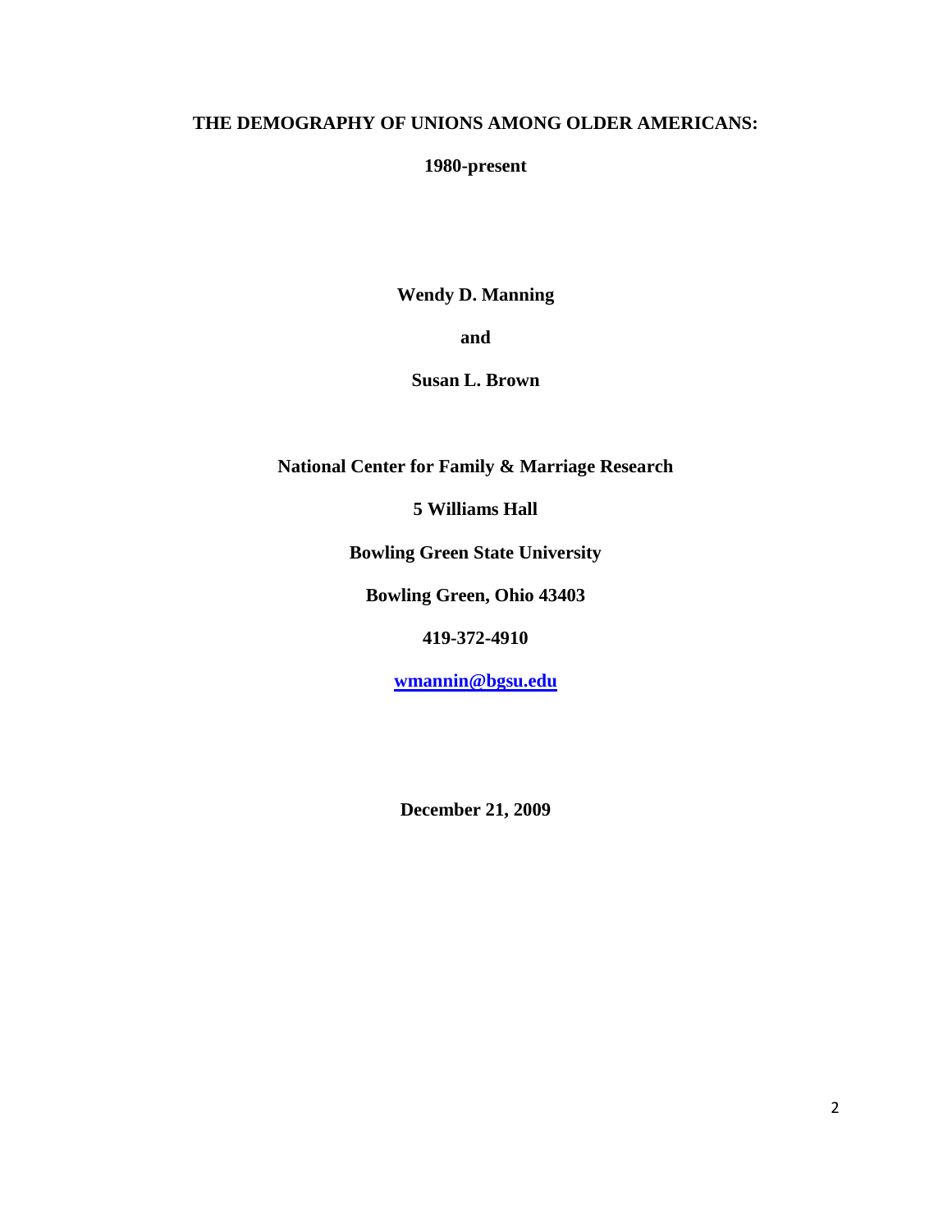# THE DEMOGRAPHY OF UNIONS AMONG OLDER AMERICANS:

**1980-present**

**Wendy D. Manning**

**and**

**Susan L. Brown**

**National Center for Family & Marriage Research**

**5 Williams Hall**

**Bowling Green State University**

**Bowling Green, Ohio 43403**

**419-372-4910**

**[wmannin@bgsu.edu](mailto:wmannin@bgsu.edu)**

**December 21, 2009**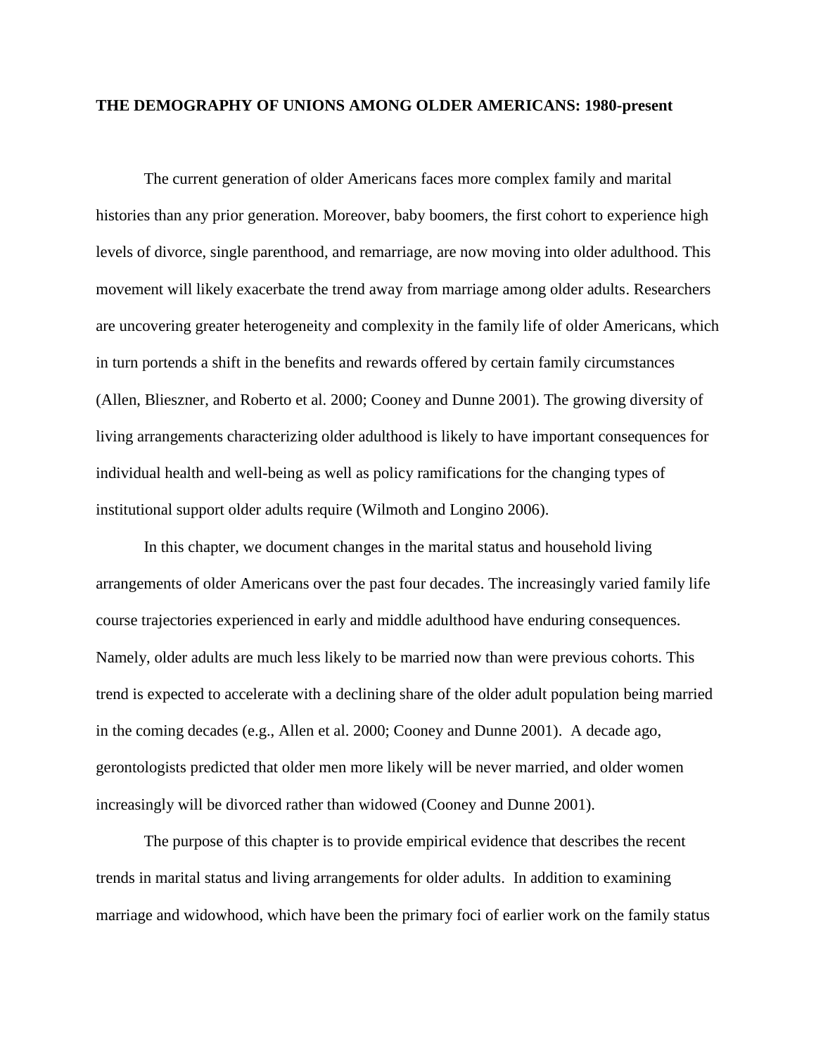**THE DEMOGRAPHY OF UNIONS AMONG OLDER AMERICANS: 1980-present**

The current generation of older Americans faces more complex family and marital histories than any prior generation. Moreover, baby boomers, the first cohort to experience high levels of divorce, single parenthood, and remarriage, are now moving into older adulthood. This movement will likely exacerbate the trend away from marriage among older adults. Researchers are uncovering greater heterogeneity and complexity in the family life of older Americans, which in turn portends a shift in the benefits and rewards offered by certain family circumstances (Allen, Blieszner, and Roberto et al. 2000; Cooney and Dunne 2001). The growing diversity of living arrangements characterizing older adulthood is likely to have important consequences for individual health and well-being as well as policy ramifications for the changing types of institutional support older adults require (Wilmoth and Longino 2006).

In this chapter, we document changes in the marital status and household living arrangements of older Americans over the past four decades. The increasingly varied family life course trajectories experienced in early and middle adulthood have enduring consequences. Namely, older adults are much less likely to be married now than were previous cohorts. This trend is expected to accelerate with a declining share of the older adult population being married in the coming decades (e.g., Allen et al. 2000; Cooney and Dunne 2001). A decade ago, gerontologists predicted that older men more likely will be never married, and older women increasingly will be divorced rather than widowed (Cooney and Dunne 2001).

The purpose of this chapter is to provide empirical evidence that describes the recent trends in marital status and living arrangements for older adults. In addition to examining marriage and widowhood, which have been the primary foci of earlier work on the family status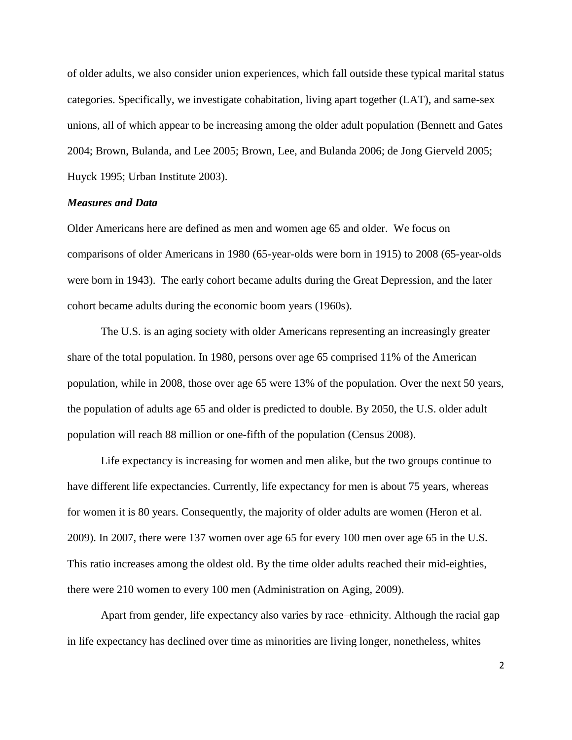of older adults, we also consider union experiences, which fall outside these typical marital status categories. Specifically, we investigate cohabitation, living apart together (LAT), and same-sex unions, all of which appear to be increasing among the older adult population (Bennett and Gates 2004; Brown, Bulanda, and Lee 2005; Brown, Lee, and Bulanda 2006; de Jong Gierveld 2005; Huyck 1995; Urban Institute 2003).

### ***Measures and Data***

Older Americans here are defined as men and women age 65 and older. We focus on comparisons of older Americans in 1980 (65-year-olds were born in 1915) to 2008 (65-year-olds were born in 1943). The early cohort became adults during the Great Depression, and the later cohort became adults during the economic boom years (1960s).

The U.S. is an aging society with older Americans representing an increasingly greater share of the total population. In 1980, persons over age 65 comprised 11% of the American population, while in 2008, those over age 65 were 13% of the population. Over the next 50 years, the population of adults age 65 and older is predicted to double. By 2050, the U.S. older adult population will reach 88 million or one-fifth of the population (Census 2008).

Life expectancy is increasing for women and men alike, but the two groups continue to have different life expectancies. Currently, life expectancy for men is about 75 years, whereas for women it is 80 years. Consequently, the majority of older adults are women (Heron et al. 2009). In 2007, there were 137 women over age 65 for every 100 men over age 65 in the U.S. This ratio increases among the oldest old. By the time older adults reached their mid-eighties, there were 210 women to every 100 men (Administration on Aging, 2009).

Apart from gender, life expectancy also varies by race–ethnicity. Although the racial gap in life expectancy has declined over time as minorities are living longer, nonetheless, whites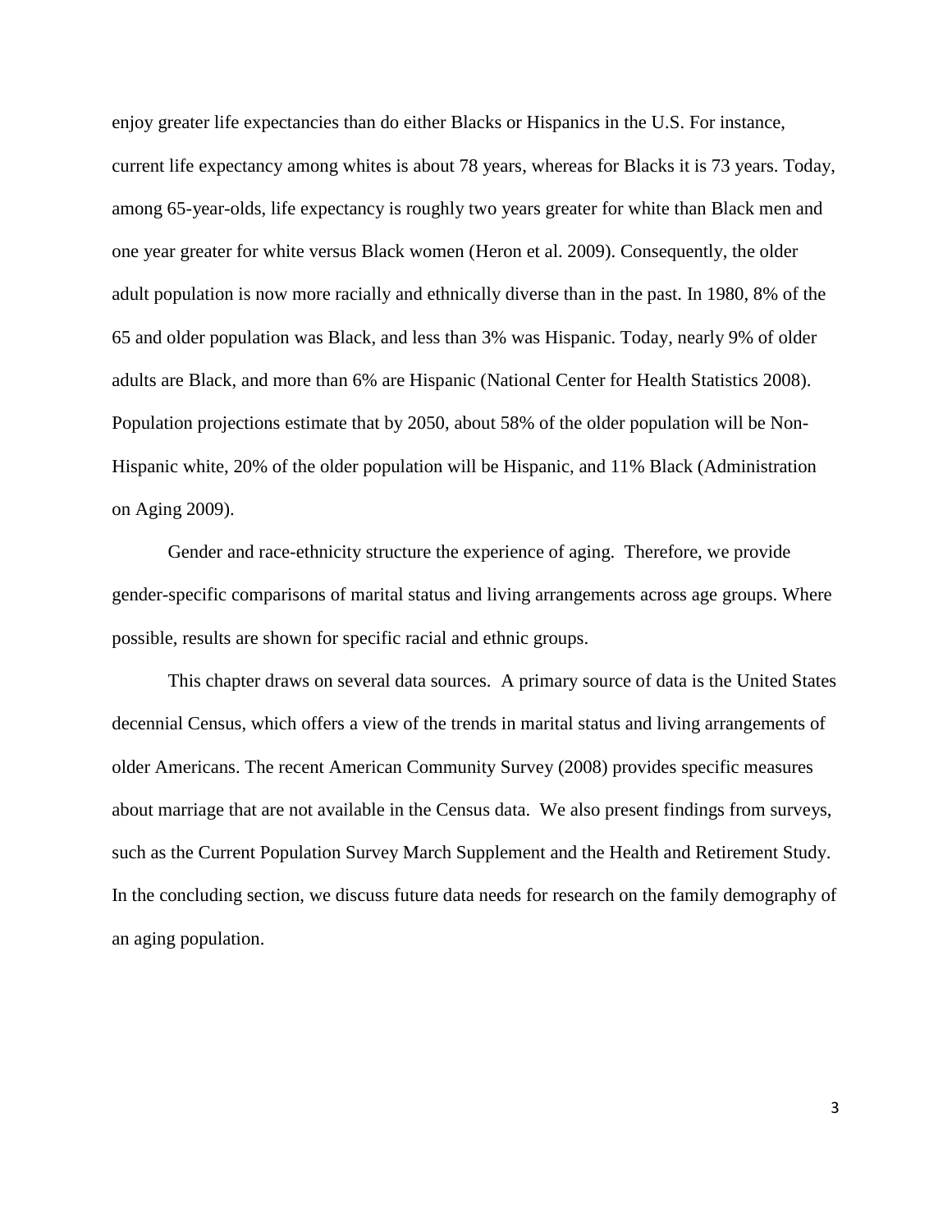enjoy greater life expectancies than do either Blacks or Hispanics in the U.S. For instance, current life expectancy among whites is about 78 years, whereas for Blacks it is 73 years. Today, among 65-year-olds, life expectancy is roughly two years greater for white than Black men and one year greater for white versus Black women (Heron et al. 2009). Consequently, the older adult population is now more racially and ethnically diverse than in the past. In 1980, 8% of the 65 and older population was Black, and less than 3% was Hispanic. Today, nearly 9% of older adults are Black, and more than 6% are Hispanic (National Center for Health Statistics 2008). Population projections estimate that by 2050, about 58% of the older population will be Non-Hispanic white, 20% of the older population will be Hispanic, and 11% Black (Administration on Aging 2009).

Gender and race-ethnicity structure the experience of aging. Therefore, we provide gender-specific comparisons of marital status and living arrangements across age groups. Where possible, results are shown for specific racial and ethnic groups.

This chapter draws on several data sources. A primary source of data is the United States decennial Census, which offers a view of the trends in marital status and living arrangements of older Americans. The recent American Community Survey (2008) provides specific measures about marriage that are not available in the Census data. We also present findings from surveys, such as the Current Population Survey March Supplement and the Health and Retirement Study. In the concluding section, we discuss future data needs for research on the family demography of an aging population.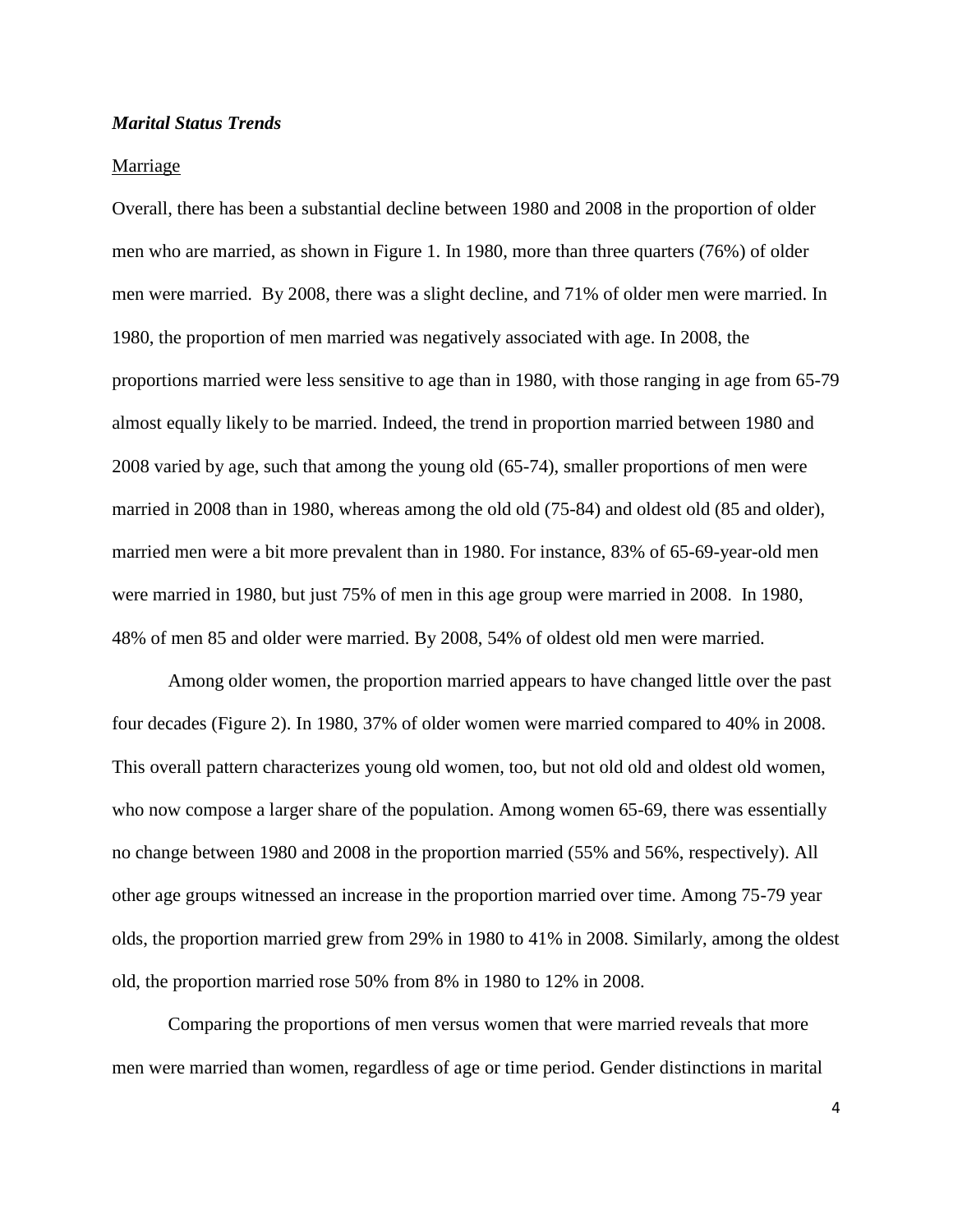***Marital Status Trends***

Marriage

Overall, there has been a substantial decline between 1980 and 2008 in the proportion of older men who are married, as shown in Figure 1. In 1980, more than three quarters (76%) of older men were married. By 2008, there was a slight decline, and 71% of older men were married. In 1980, the proportion of men married was negatively associated with age. In 2008, the proportions married were less sensitive to age than in 1980, with those ranging in age from 65-79 almost equally likely to be married. Indeed, the trend in proportion married between 1980 and 2008 varied by age, such that among the young old (65-74), smaller proportions of men were married in 2008 than in 1980, whereas among the old old (75-84) and oldest old (85 and older), married men were a bit more prevalent than in 1980. For instance, 83% of 65-69-year-old men were married in 1980, but just 75% of men in this age group were married in 2008. In 1980, 48% of men 85 and older were married. By 2008, 54% of oldest old men were married.

Among older women, the proportion married appears to have changed little over the past four decades (Figure 2). In 1980, 37% of older women were married compared to 40% in 2008. This overall pattern characterizes young old women, too, but not old old and oldest old women, who now compose a larger share of the population. Among women 65-69, there was essentially no change between 1980 and 2008 in the proportion married (55% and 56%, respectively). All other age groups witnessed an increase in the proportion married over time. Among 75-79 year olds, the proportion married grew from 29% in 1980 to 41% in 2008. Similarly, among the oldest old, the proportion married rose 50% from 8% in 1980 to 12% in 2008.

Comparing the proportions of men versus women that were married reveals that more men were married than women, regardless of age or time period. Gender distinctions in marital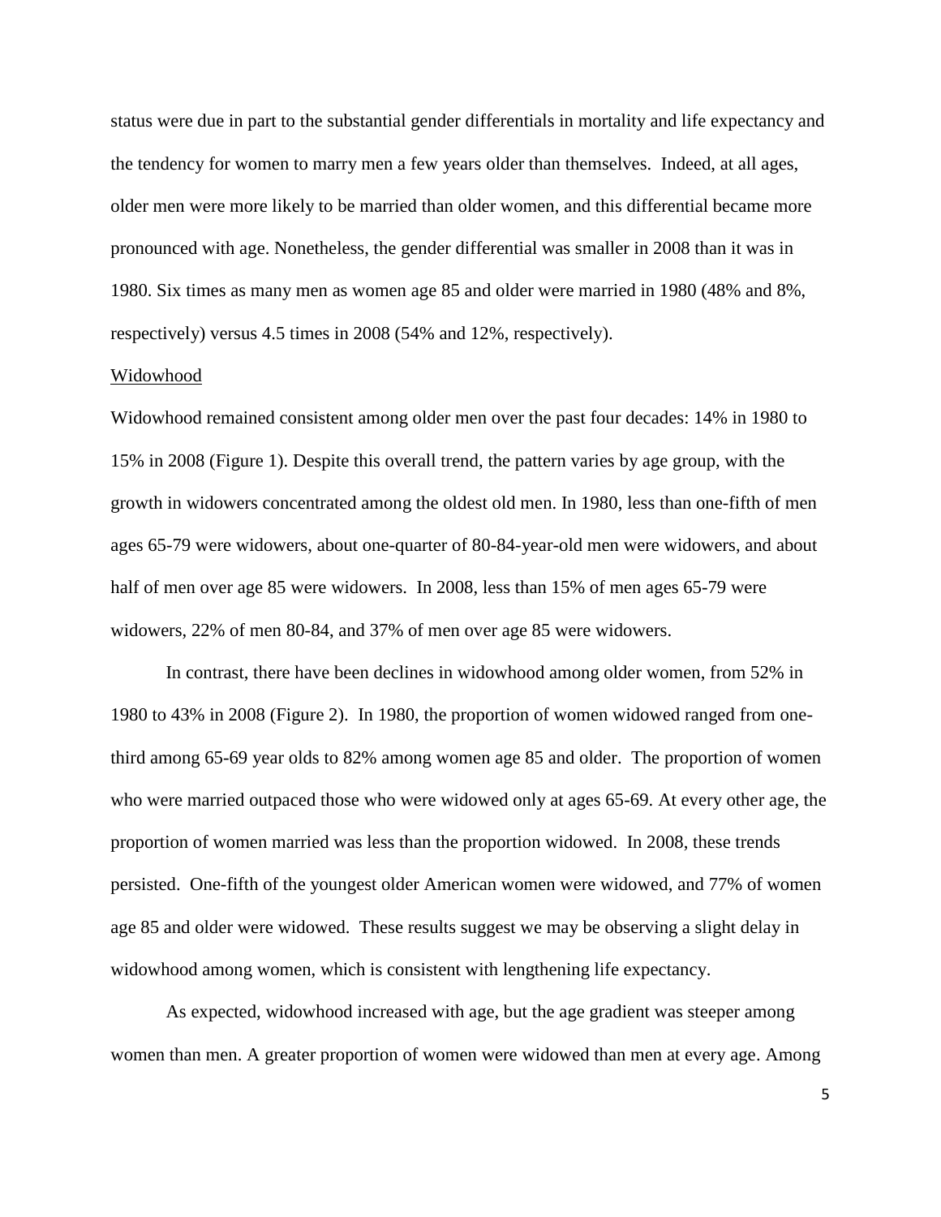status were due in part to the substantial gender differentials in mortality and life expectancy and the tendency for women to marry men a few years older than themselves. Indeed, at all ages, older men were more likely to be married than older women, and this differential became more pronounced with age. Nonetheless, the gender differential was smaller in 2008 than it was in 1980. Six times as many men as women age 85 and older were married in 1980 (48% and 8%, respectively) versus 4.5 times in 2008 (54% and 12%, respectively).

<u>Widowhood</u>

Widowhood remained consistent among older men over the past four decades: 14% in 1980 to 15% in 2008 (Figure 1). Despite this overall trend, the pattern varies by age group, with the growth in widowers concentrated among the oldest old men. In 1980, less than one-fifth of men ages 65-79 were widowers, about one-quarter of 80-84-year-old men were widowers, and about half of men over age 85 were widowers. In 2008, less than 15% of men ages 65-79 were widowers, 22% of men 80-84, and 37% of men over age 85 were widowers.

In contrast, there have been declines in widowhood among older women, from 52% in 1980 to 43% in 2008 (Figure 2). In 1980, the proportion of women widowed ranged from one-third among 65-69 year olds to 82% among women age 85 and older. The proportion of women who were married outpaced those who were widowed only at ages 65-69. At every other age, the proportion of women married was less than the proportion widowed. In 2008, these trends persisted. One-fifth of the youngest older American women were widowed, and 77% of women age 85 and older were widowed. These results suggest we may be observing a slight delay in widowhood among women, which is consistent with lengthening life expectancy.

As expected, widowhood increased with age, but the age gradient was steeper among women than men. A greater proportion of women were widowed than men at every age. Among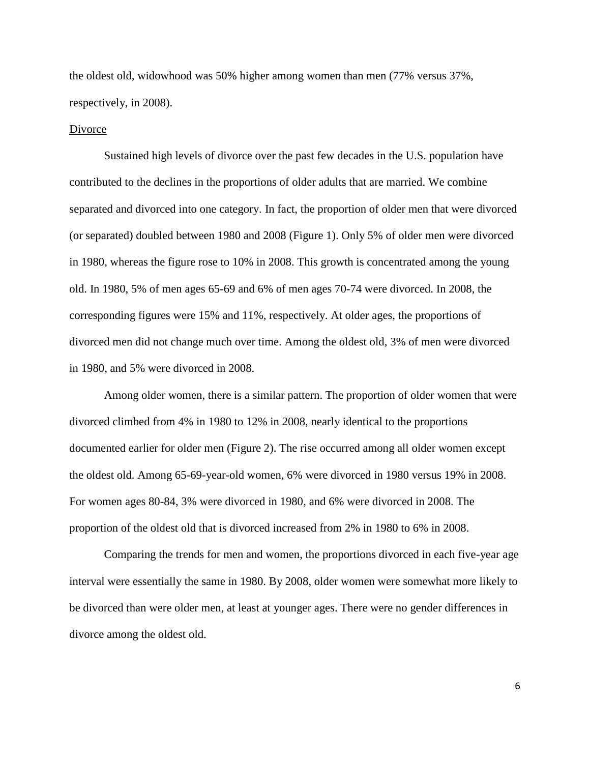the oldest old, widowhood was 50% higher among women than men (77% versus 37%, respectively, in 2008).

<u>Divorce</u>

Sustained high levels of divorce over the past few decades in the U.S. population have contributed to the declines in the proportions of older adults that are married. We combine separated and divorced into one category. In fact, the proportion of older men that were divorced (or separated) doubled between 1980 and 2008 (Figure 1). Only 5% of older men were divorced in 1980, whereas the figure rose to 10% in 2008. This growth is concentrated among the young old. In 1980, 5% of men ages 65-69 and 6% of men ages 70-74 were divorced. In 2008, the corresponding figures were 15% and 11%, respectively. At older ages, the proportions of divorced men did not change much over time. Among the oldest old, 3% of men were divorced in 1980, and 5% were divorced in 2008.

Among older women, there is a similar pattern. The proportion of older women that were divorced climbed from 4% in 1980 to 12% in 2008, nearly identical to the proportions documented earlier for older men (Figure 2). The rise occurred among all older women except the oldest old. Among 65-69-year-old women, 6% were divorced in 1980 versus 19% in 2008. For women ages 80-84, 3% were divorced in 1980, and 6% were divorced in 2008. The proportion of the oldest old that is divorced increased from 2% in 1980 to 6% in 2008.

Comparing the trends for men and women, the proportions divorced in each five-year age interval were essentially the same in 1980. By 2008, older women were somewhat more likely to be divorced than were older men, at least at younger ages. There were no gender differences in divorce among the oldest old.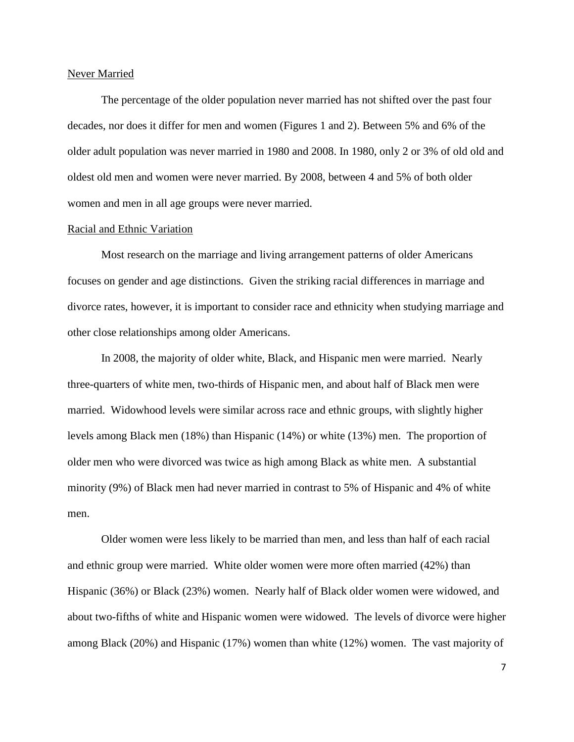Never Married

The percentage of the older population never married has not shifted over the past four decades, nor does it differ for men and women (Figures 1 and 2). Between 5% and 6% of the older adult population was never married in 1980 and 2008. In 1980, only 2 or 3% of old old and oldest old men and women were never married. By 2008, between 4 and 5% of both older women and men in all age groups were never married.

Racial and Ethnic Variation

Most research on the marriage and living arrangement patterns of older Americans focuses on gender and age distinctions. Given the striking racial differences in marriage and divorce rates, however, it is important to consider race and ethnicity when studying marriage and other close relationships among older Americans.

In 2008, the majority of older white, Black, and Hispanic men were married. Nearly three-quarters of white men, two-thirds of Hispanic men, and about half of Black men were married. Widowhood levels were similar across race and ethnic groups, with slightly higher levels among Black men (18%) than Hispanic (14%) or white (13%) men. The proportion of older men who were divorced was twice as high among Black as white men. A substantial minority (9%) of Black men had never married in contrast to 5% of Hispanic and 4% of white men.

Older women were less likely to be married than men, and less than half of each racial and ethnic group were married. White older women were more often married (42%) than Hispanic (36%) or Black (23%) women. Nearly half of Black older women were widowed, and about two-fifths of white and Hispanic women were widowed. The levels of divorce were higher among Black (20%) and Hispanic (17%) women than white (12%) women. The vast majority of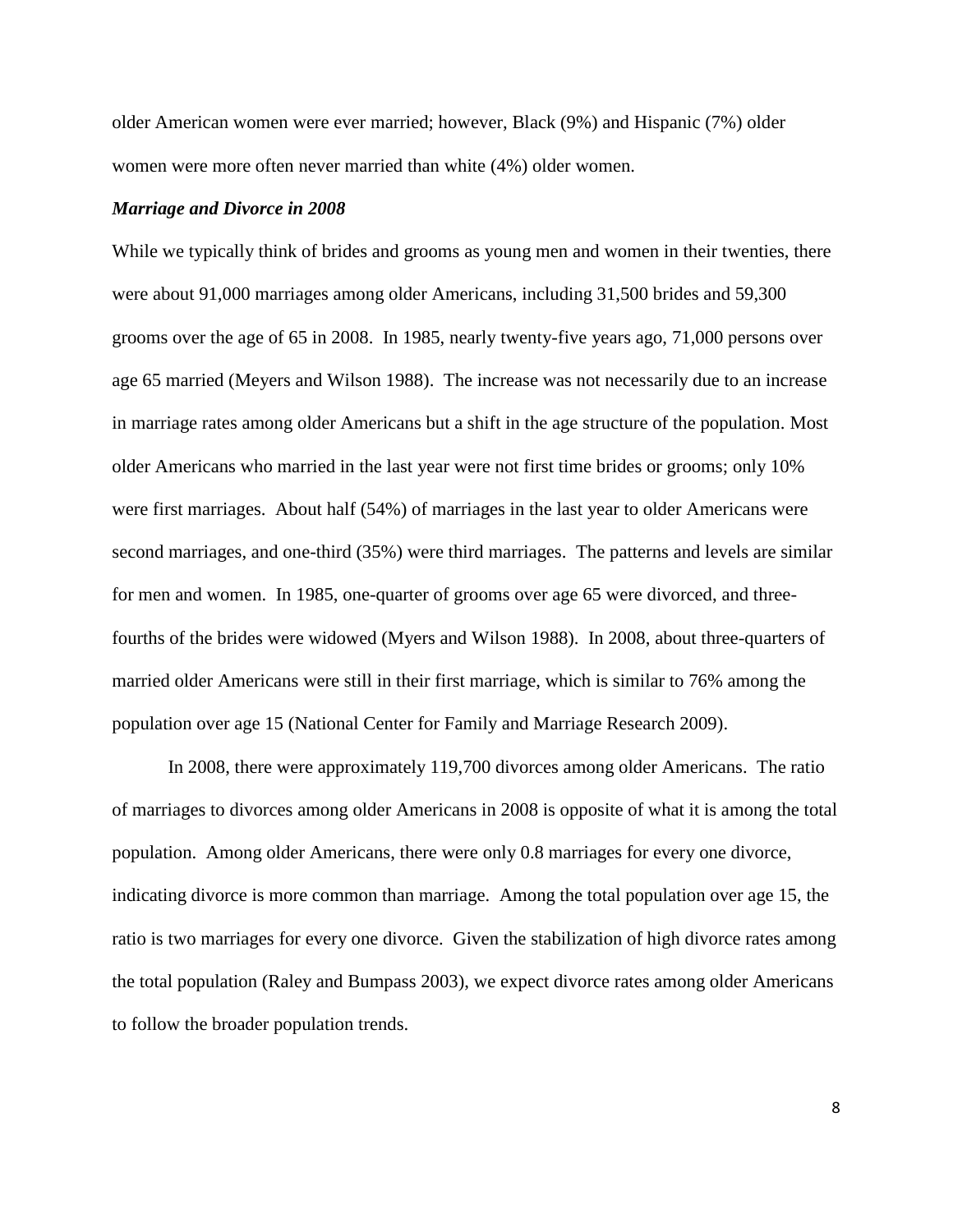older American women were ever married; however, Black (9%) and Hispanic (7%) older women were more often never married than white (4%) older women.

***Marriage and Divorce in 2008***

While we typically think of brides and grooms as young men and women in their twenties, there were about 91,000 marriages among older Americans, including 31,500 brides and 59,300 grooms over the age of 65 in 2008. In 1985, nearly twenty-five years ago, 71,000 persons over age 65 married (Meyers and Wilson 1988). The increase was not necessarily due to an increase in marriage rates among older Americans but a shift in the age structure of the population. Most older Americans who married in the last year were not first time brides or grooms; only 10% were first marriages. About half (54%) of marriages in the last year to older Americans were second marriages, and one-third (35%) were third marriages. The patterns and levels are similar for men and women. In 1985, one-quarter of grooms over age 65 were divorced, and three-fourths of the brides were widowed (Myers and Wilson 1988). In 2008, about three-quarters of married older Americans were still in their first marriage, which is similar to 76% among the population over age 15 (National Center for Family and Marriage Research 2009).

In 2008, there were approximately 119,700 divorces among older Americans. The ratio of marriages to divorces among older Americans in 2008 is opposite of what it is among the total population. Among older Americans, there were only 0.8 marriages for every one divorce, indicating divorce is more common than marriage. Among the total population over age 15, the ratio is two marriages for every one divorce. Given the stabilization of high divorce rates among the total population (Raley and Bumpass 2003), we expect divorce rates among older Americans to follow the broader population trends.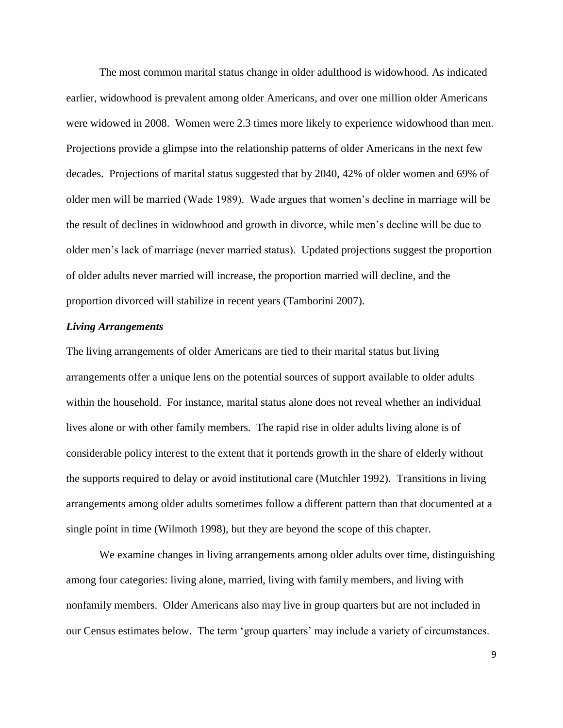The most common marital status change in older adulthood is widowhood. As indicated earlier, widowhood is prevalent among older Americans, and over one million older Americans were widowed in 2008. Women were 2.3 times more likely to experience widowhood than men. Projections provide a glimpse into the relationship patterns of older Americans in the next few decades. Projections of marital status suggested that by 2040, 42% of older women and 69% of older men will be married (Wade 1989). Wade argues that women's decline in marriage will be the result of declines in widowhood and growth in divorce, while men's decline will be due to older men's lack of marriage (never married status). Updated projections suggest the proportion of older adults never married will increase, the proportion married will decline, and the proportion divorced will stabilize in recent years (Tamborini 2007).

### *Living Arrangements*

The living arrangements of older Americans are tied to their marital status but living arrangements offer a unique lens on the potential sources of support available to older adults within the household. For instance, marital status alone does not reveal whether an individual lives alone or with other family members. The rapid rise in older adults living alone is of considerable policy interest to the extent that it portends growth in the share of elderly without the supports required to delay or avoid institutional care (Mutchler 1992). Transitions in living arrangements among older adults sometimes follow a different pattern than that documented at a single point in time (Wilmoth 1998), but they are beyond the scope of this chapter.

We examine changes in living arrangements among older adults over time, distinguishing among four categories: living alone, married, living with family members, and living with nonfamily members. Older Americans also may live in group quarters but are not included in our Census estimates below. The term 'group quarters' may include a variety of circumstances.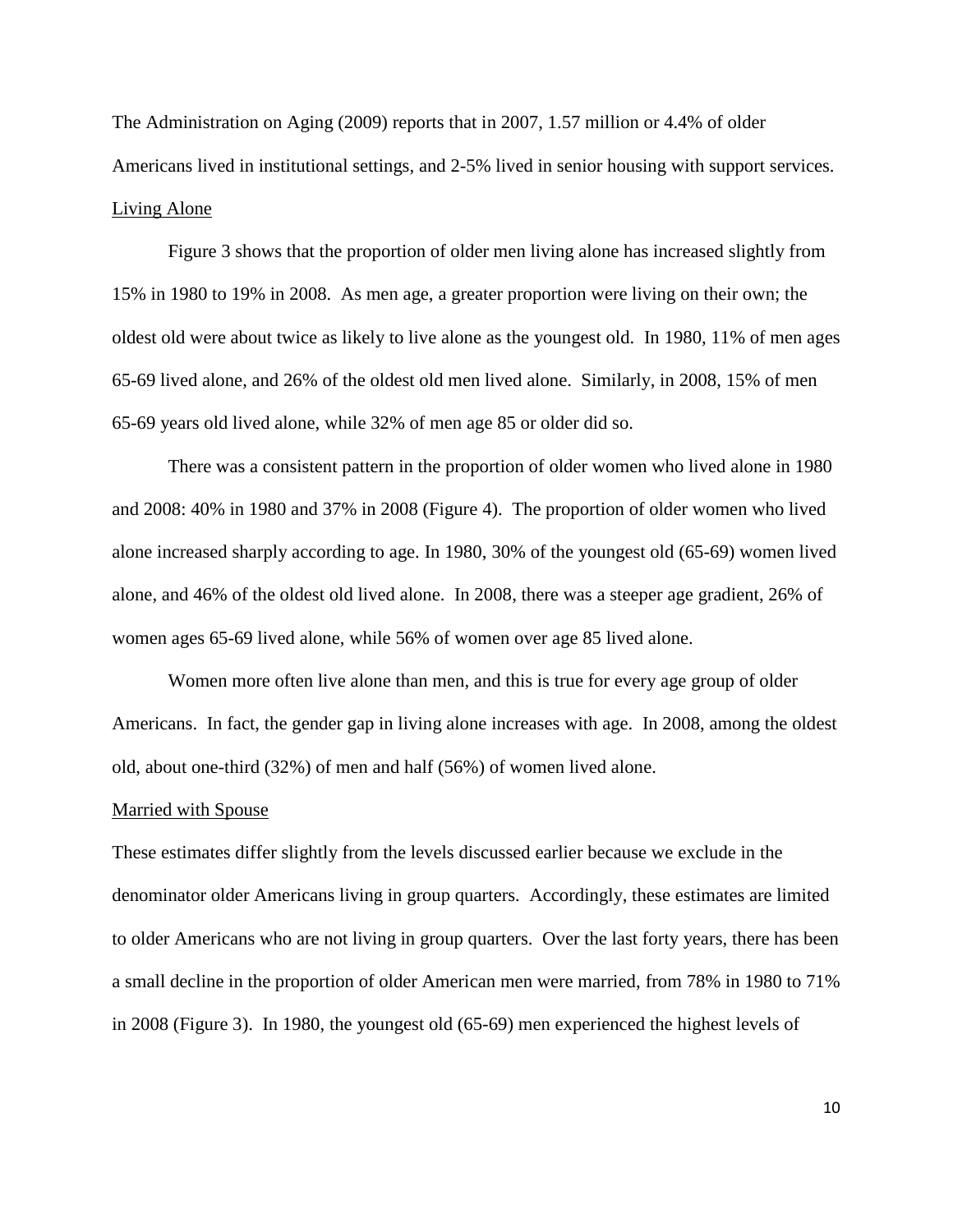The Administration on Aging (2009) reports that in 2007, 1.57 million or 4.4% of older Americans lived in institutional settings, and 2-5% lived in senior housing with support services.

### Living Alone

Figure 3 shows that the proportion of older men living alone has increased slightly from 15% in 1980 to 19% in 2008. As men age, a greater proportion were living on their own; the oldest old were about twice as likely to live alone as the youngest old. In 1980, 11% of men ages 65-69 lived alone, and 26% of the oldest old men lived alone. Similarly, in 2008, 15% of men 65-69 years old lived alone, while 32% of men age 85 or older did so.

There was a consistent pattern in the proportion of older women who lived alone in 1980 and 2008: 40% in 1980 and 37% in 2008 (Figure 4). The proportion of older women who lived alone increased sharply according to age. In 1980, 30% of the youngest old (65-69) women lived alone, and 46% of the oldest old lived alone. In 2008, there was a steeper age gradient, 26% of women ages 65-69 lived alone, while 56% of women over age 85 lived alone.

Women more often live alone than men, and this is true for every age group of older Americans. In fact, the gender gap in living alone increases with age. In 2008, among the oldest old, about one-third (32%) of men and half (56%) of women lived alone.

### Married with Spouse

These estimates differ slightly from the levels discussed earlier because we exclude in the denominator older Americans living in group quarters. Accordingly, these estimates are limited to older Americans who are not living in group quarters. Over the last forty years, there has been a small decline in the proportion of older American men were married, from 78% in 1980 to 71% in 2008 (Figure 3). In 1980, the youngest old (65-69) men experienced the highest levels of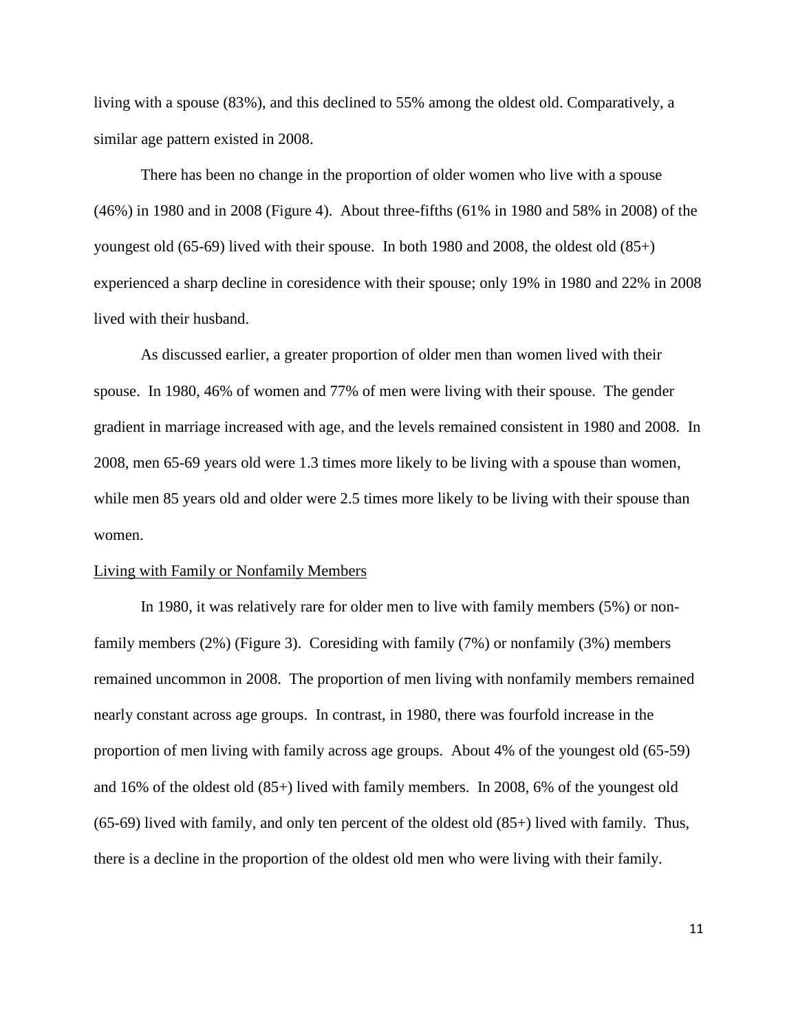living with a spouse (83%), and this declined to 55% among the oldest old. Comparatively, a similar age pattern existed in 2008.

There has been no change in the proportion of older women who live with a spouse (46%) in 1980 and in 2008 (Figure 4). About three-fifths (61% in 1980 and 58% in 2008) of the youngest old (65-69) lived with their spouse. In both 1980 and 2008, the oldest old (85+) experienced a sharp decline in coresidence with their spouse; only 19% in 1980 and 22% in 2008 lived with their husband.

As discussed earlier, a greater proportion of older men than women lived with their spouse. In 1980, 46% of women and 77% of men were living with their spouse. The gender gradient in marriage increased with age, and the levels remained consistent in 1980 and 2008. In 2008, men 65-69 years old were 1.3 times more likely to be living with a spouse than women, while men 85 years old and older were 2.5 times more likely to be living with their spouse than women.

Living with Family or Nonfamily Members

In 1980, it was relatively rare for older men to live with family members (5%) or non-family members (2%) (Figure 3). Coresiding with family (7%) or nonfamily (3%) members remained uncommon in 2008. The proportion of men living with nonfamily members remained nearly constant across age groups. In contrast, in 1980, there was fourfold increase in the proportion of men living with family across age groups. About 4% of the youngest old (65-59) and 16% of the oldest old (85+) lived with family members. In 2008, 6% of the youngest old (65-69) lived with family, and only ten percent of the oldest old (85+) lived with family. Thus, there is a decline in the proportion of the oldest old men who were living with their family.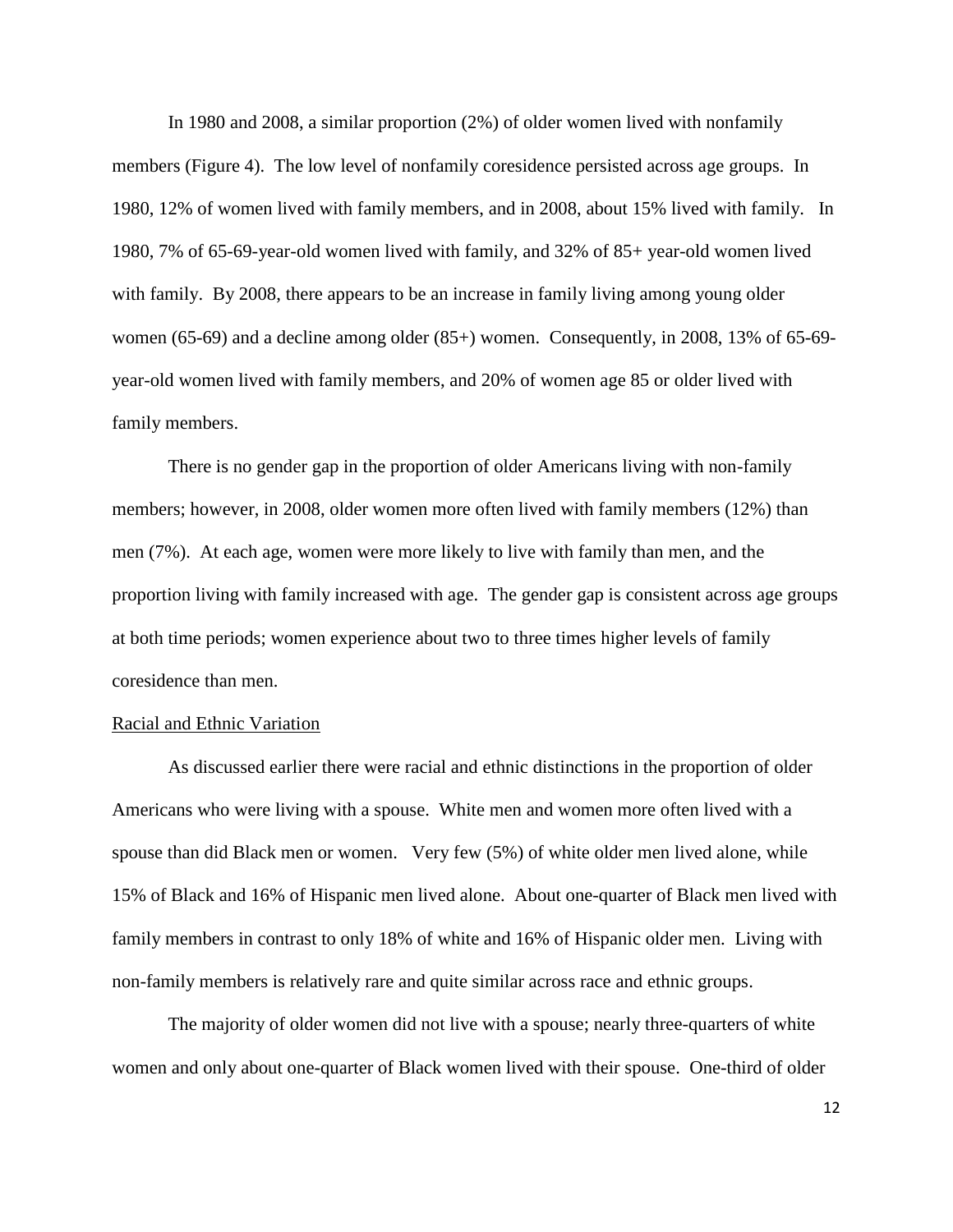In 1980 and 2008, a similar proportion (2%) of older women lived with nonfamily members (Figure 4). The low level of nonfamily coresidence persisted across age groups. In 1980, 12% of women lived with family members, and in 2008, about 15% lived with family. In 1980, 7% of 65-69-year-old women lived with family, and 32% of 85+ year-old women lived with family. By 2008, there appears to be an increase in family living among young older women (65-69) and a decline among older (85+) women. Consequently, in 2008, 13% of 65-69-year-old women lived with family members, and 20% of women age 85 or older lived with family members.

There is no gender gap in the proportion of older Americans living with non-family members; however, in 2008, older women more often lived with family members (12%) than men (7%). At each age, women were more likely to live with family than men, and the proportion living with family increased with age. The gender gap is consistent across age groups at both time periods; women experience about two to three times higher levels of family coresidence than men.

Racial and Ethnic Variation

As discussed earlier there were racial and ethnic distinctions in the proportion of older Americans who were living with a spouse. White men and women more often lived with a spouse than did Black men or women. Very few (5%) of white older men lived alone, while 15% of Black and 16% of Hispanic men lived alone. About one-quarter of Black men lived with family members in contrast to only 18% of white and 16% of Hispanic older men. Living with non-family members is relatively rare and quite similar across race and ethnic groups.

The majority of older women did not live with a spouse; nearly three-quarters of white women and only about one-quarter of Black women lived with their spouse. One-third of older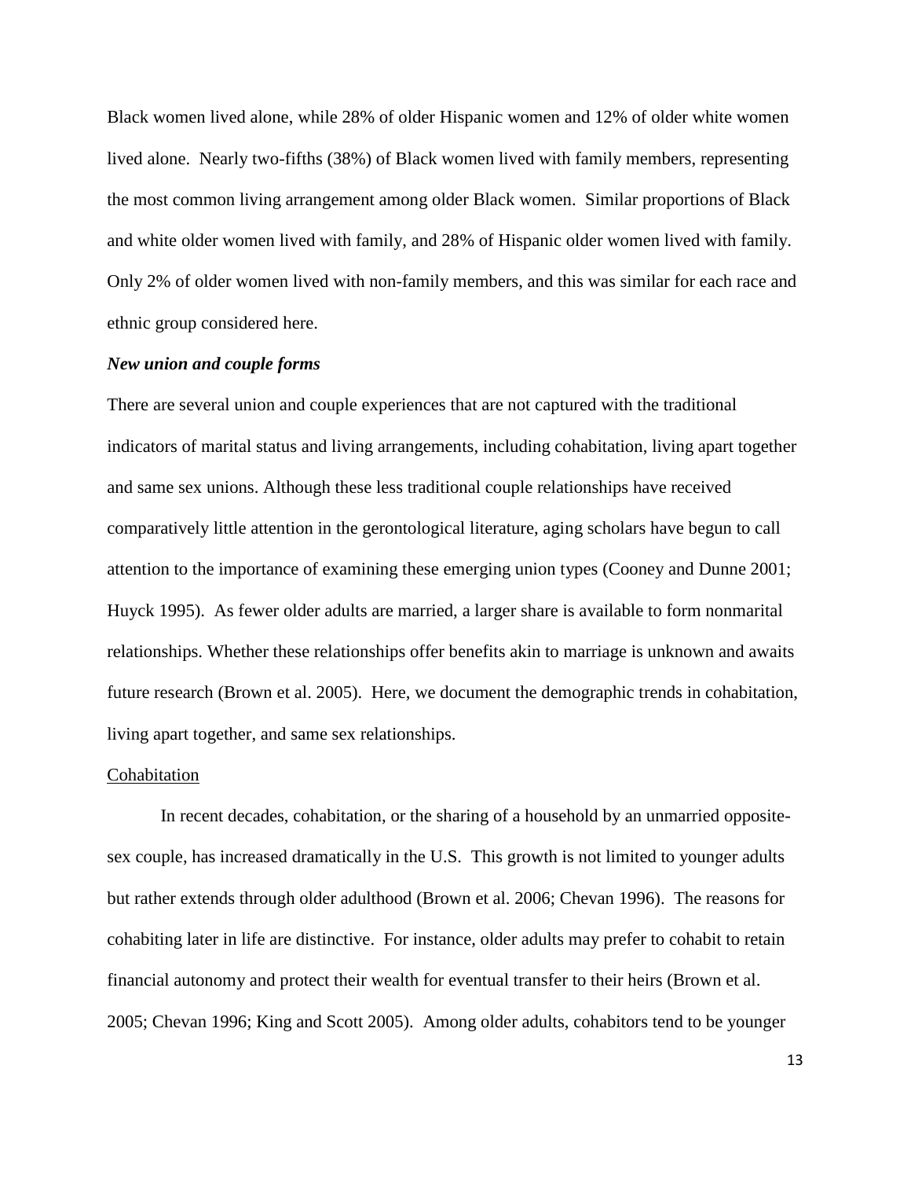Black women lived alone, while 28% of older Hispanic women and 12% of older white women lived alone. Nearly two-fifths (38%) of Black women lived with family members, representing the most common living arrangement among older Black women. Similar proportions of Black and white older women lived with family, and 28% of Hispanic older women lived with family. Only 2% of older women lived with non-family members, and this was similar for each race and ethnic group considered here.

***New union and couple forms***

There are several union and couple experiences that are not captured with the traditional indicators of marital status and living arrangements, including cohabitation, living apart together and same sex unions. Although these less traditional couple relationships have received comparatively little attention in the gerontological literature, aging scholars have begun to call attention to the importance of examining these emerging union types (Cooney and Dunne 2001; Huyck 1995). As fewer older adults are married, a larger share is available to form nonmarital relationships. Whether these relationships offer benefits akin to marriage is unknown and awaits future research (Brown et al. 2005). Here, we document the demographic trends in cohabitation, living apart together, and same sex relationships.

<u>Cohabitation</u>

In recent decades, cohabitation, or the sharing of a household by an unmarried opposite-sex couple, has increased dramatically in the U.S. This growth is not limited to younger adults but rather extends through older adulthood (Brown et al. 2006; Chevan 1996). The reasons for cohabiting later in life are distinctive. For instance, older adults may prefer to cohabit to retain financial autonomy and protect their wealth for eventual transfer to their heirs (Brown et al. 2005; Chevan 1996; King and Scott 2005). Among older adults, cohabitors tend to be younger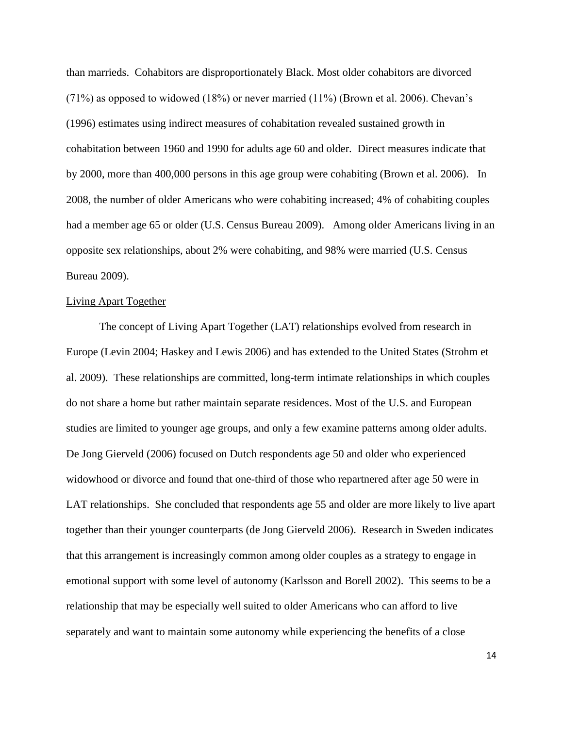than marrieds. Cohabitors are disproportionately Black. Most older cohabitors are divorced (71%) as opposed to widowed (18%) or never married (11%) (Brown et al. 2006). Chevan's (1996) estimates using indirect measures of cohabitation revealed sustained growth in cohabitation between 1960 and 1990 for adults age 60 and older. Direct measures indicate that by 2000, more than 400,000 persons in this age group were cohabiting (Brown et al. 2006). In 2008, the number of older Americans who were cohabiting increased; 4% of cohabiting couples had a member age 65 or older (U.S. Census Bureau 2009). Among older Americans living in an opposite sex relationships, about 2% were cohabiting, and 98% were married (U.S. Census Bureau 2009).

<u>Living Apart Together</u>

The concept of Living Apart Together (LAT) relationships evolved from research in Europe (Levin 2004; Haskey and Lewis 2006) and has extended to the United States (Strohm et al. 2009). These relationships are committed, long-term intimate relationships in which couples do not share a home but rather maintain separate residences. Most of the U.S. and European studies are limited to younger age groups, and only a few examine patterns among older adults. De Jong Gierveld (2006) focused on Dutch respondents age 50 and older who experienced widowhood or divorce and found that one-third of those who repartnered after age 50 were in LAT relationships. She concluded that respondents age 55 and older are more likely to live apart together than their younger counterparts (de Jong Gierveld 2006). Research in Sweden indicates that this arrangement is increasingly common among older couples as a strategy to engage in emotional support with some level of autonomy (Karlsson and Borell 2002). This seems to be a relationship that may be especially well suited to older Americans who can afford to live separately and want to maintain some autonomy while experiencing the benefits of a close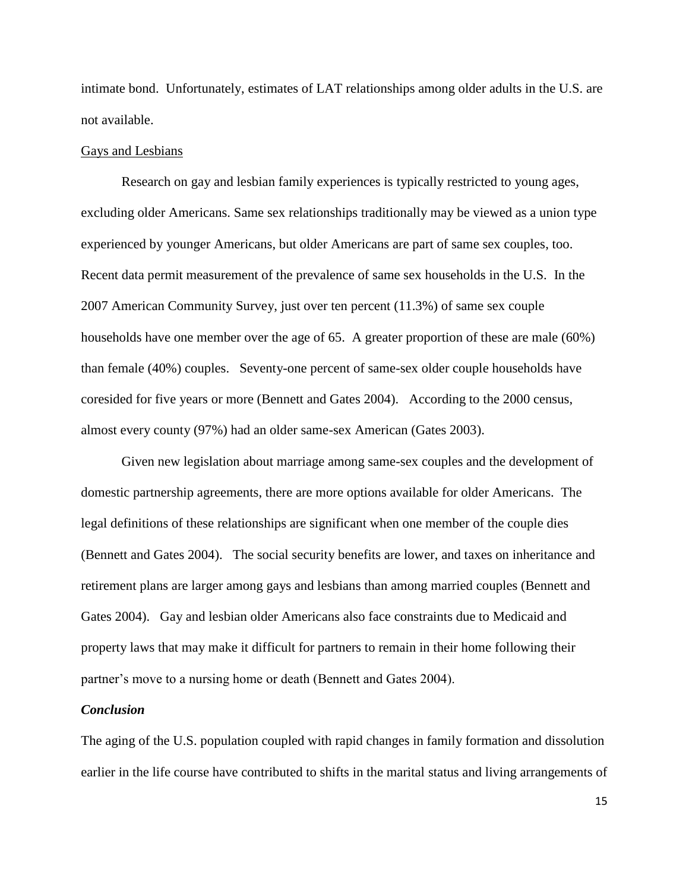intimate bond. Unfortunately, estimates of LAT relationships among older adults in the U.S. are not available.

### Gays and Lesbians

Research on gay and lesbian family experiences is typically restricted to young ages, excluding older Americans. Same sex relationships traditionally may be viewed as a union type experienced by younger Americans, but older Americans are part of same sex couples, too. Recent data permit measurement of the prevalence of same sex households in the U.S. In the 2007 American Community Survey, just over ten percent (11.3%) of same sex couple households have one member over the age of 65. A greater proportion of these are male (60%) than female (40%) couples. Seventy-one percent of same-sex older couple households have coresided for five years or more (Bennett and Gates 2004). According to the 2000 census, almost every county (97%) had an older same-sex American (Gates 2003).

Given new legislation about marriage among same-sex couples and the development of domestic partnership agreements, there are more options available for older Americans. The legal definitions of these relationships are significant when one member of the couple dies (Bennett and Gates 2004). The social security benefits are lower, and taxes on inheritance and retirement plans are larger among gays and lesbians than among married couples (Bennett and Gates 2004). Gay and lesbian older Americans also face constraints due to Medicaid and property laws that may make it difficult for partners to remain in their home following their partner's move to a nursing home or death (Bennett and Gates 2004).

## *Conclusion*

The aging of the U.S. population coupled with rapid changes in family formation and dissolution earlier in the life course have contributed to shifts in the marital status and living arrangements of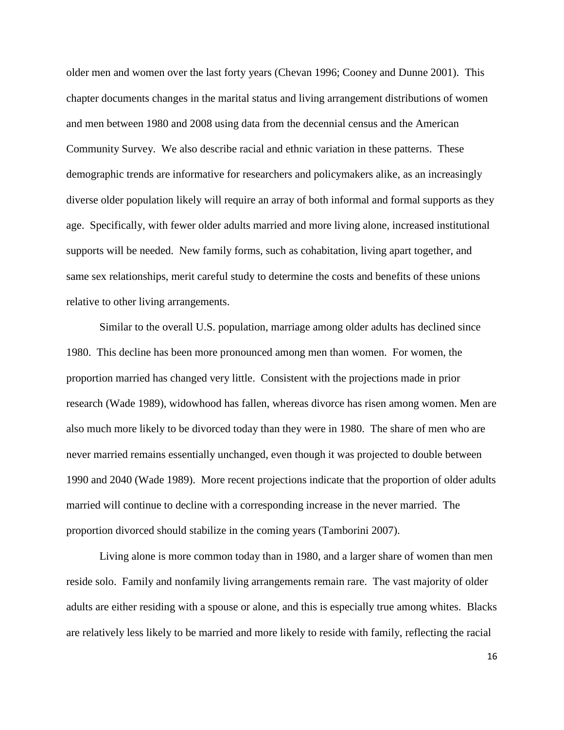older men and women over the last forty years (Chevan 1996; Cooney and Dunne 2001). This chapter documents changes in the marital status and living arrangement distributions of women and men between 1980 and 2008 using data from the decennial census and the American Community Survey. We also describe racial and ethnic variation in these patterns. These demographic trends are informative for researchers and policymakers alike, as an increasingly diverse older population likely will require an array of both informal and formal supports as they age. Specifically, with fewer older adults married and more living alone, increased institutional supports will be needed. New family forms, such as cohabitation, living apart together, and same sex relationships, merit careful study to determine the costs and benefits of these unions relative to other living arrangements.

Similar to the overall U.S. population, marriage among older adults has declined since 1980. This decline has been more pronounced among men than women. For women, the proportion married has changed very little. Consistent with the projections made in prior research (Wade 1989), widowhood has fallen, whereas divorce has risen among women. Men are also much more likely to be divorced today than they were in 1980. The share of men who are never married remains essentially unchanged, even though it was projected to double between 1990 and 2040 (Wade 1989). More recent projections indicate that the proportion of older adults married will continue to decline with a corresponding increase in the never married. The proportion divorced should stabilize in the coming years (Tamborini 2007).

Living alone is more common today than in 1980, and a larger share of women than men reside solo. Family and nonfamily living arrangements remain rare. The vast majority of older adults are either residing with a spouse or alone, and this is especially true among whites. Blacks are relatively less likely to be married and more likely to reside with family, reflecting the racial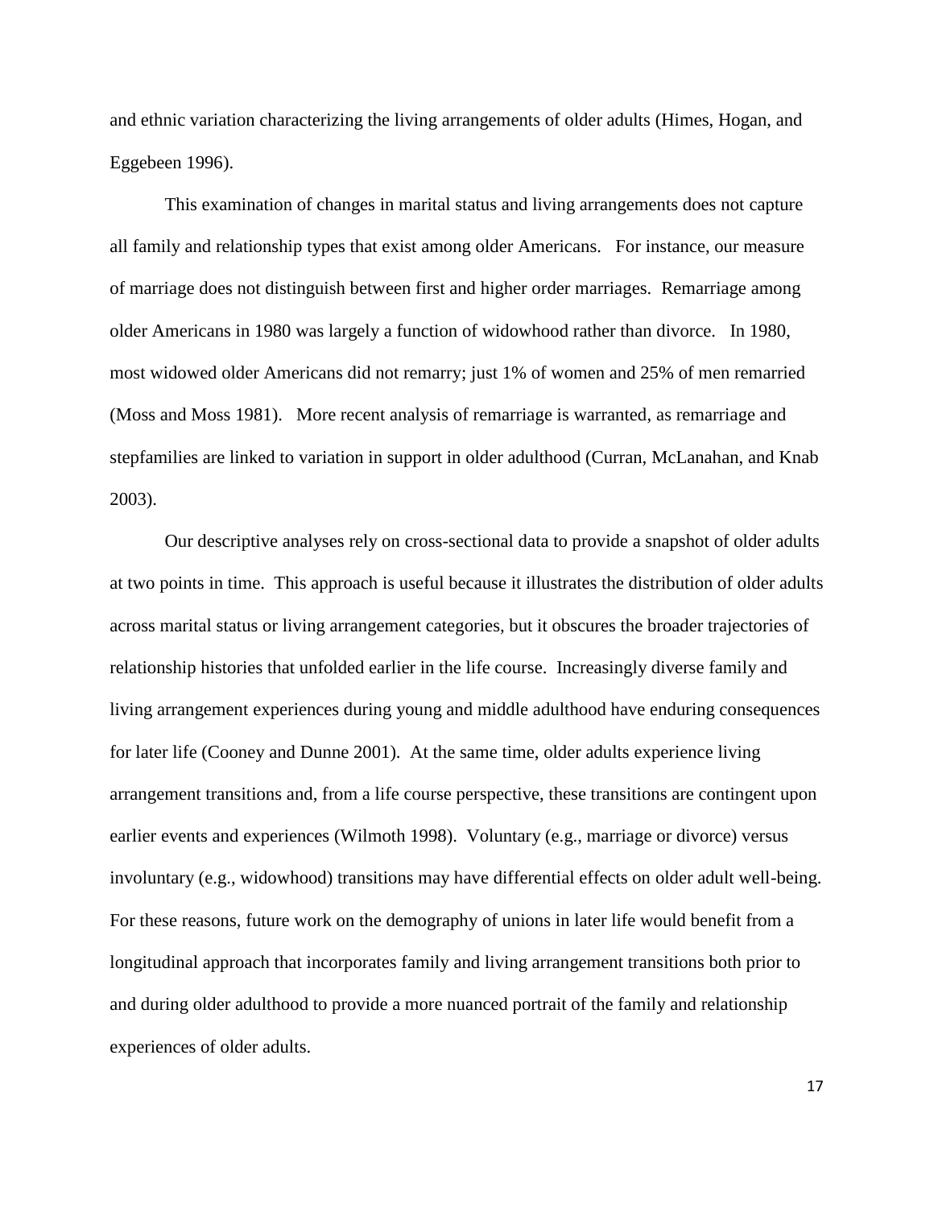and ethnic variation characterizing the living arrangements of older adults (Himes, Hogan, and Eggebeen 1996).

This examination of changes in marital status and living arrangements does not capture all family and relationship types that exist among older Americans. For instance, our measure of marriage does not distinguish between first and higher order marriages. Remarriage among older Americans in 1980 was largely a function of widowhood rather than divorce. In 1980, most widowed older Americans did not remarry; just 1% of women and 25% of men remarried (Moss and Moss 1981). More recent analysis of remarriage is warranted, as remarriage and stepfamilies are linked to variation in support in older adulthood (Curran, McLanahan, and Knab 2003).

Our descriptive analyses rely on cross-sectional data to provide a snapshot of older adults at two points in time. This approach is useful because it illustrates the distribution of older adults across marital status or living arrangement categories, but it obscures the broader trajectories of relationship histories that unfolded earlier in the life course. Increasingly diverse family and living arrangement experiences during young and middle adulthood have enduring consequences for later life (Cooney and Dunne 2001). At the same time, older adults experience living arrangement transitions and, from a life course perspective, these transitions are contingent upon earlier events and experiences (Wilmoth 1998). Voluntary (e.g., marriage or divorce) versus involuntary (e.g., widowhood) transitions may have differential effects on older adult well-being. For these reasons, future work on the demography of unions in later life would benefit from a longitudinal approach that incorporates family and living arrangement transitions both prior to and during older adulthood to provide a more nuanced portrait of the family and relationship experiences of older adults.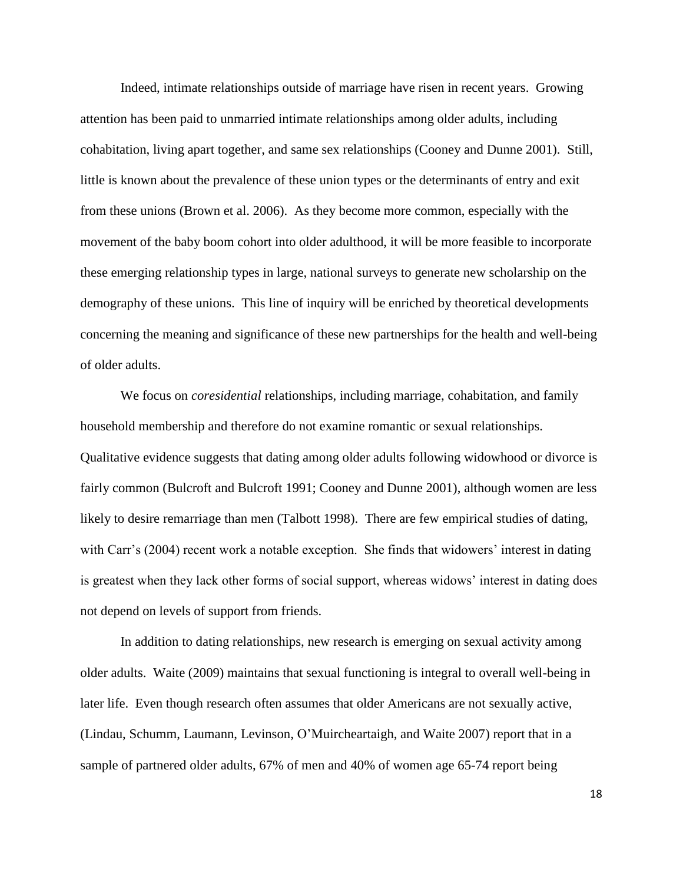Indeed, intimate relationships outside of marriage have risen in recent years. Growing attention has been paid to unmarried intimate relationships among older adults, including cohabitation, living apart together, and same sex relationships (Cooney and Dunne 2001). Still, little is known about the prevalence of these union types or the determinants of entry and exit from these unions (Brown et al. 2006). As they become more common, especially with the movement of the baby boom cohort into older adulthood, it will be more feasible to incorporate these emerging relationship types in large, national surveys to generate new scholarship on the demography of these unions. This line of inquiry will be enriched by theoretical developments concerning the meaning and significance of these new partnerships for the health and well-being of older adults.

We focus on *coresidential* relationships, including marriage, cohabitation, and family household membership and therefore do not examine romantic or sexual relationships. Qualitative evidence suggests that dating among older adults following widowhood or divorce is fairly common (Bulcroft and Bulcroft 1991; Cooney and Dunne 2001), although women are less likely to desire remarriage than men (Talbott 1998). There are few empirical studies of dating, with Carr's (2004) recent work a notable exception. She finds that widowers' interest in dating is greatest when they lack other forms of social support, whereas widows' interest in dating does not depend on levels of support from friends.

In addition to dating relationships, new research is emerging on sexual activity among older adults. Waite (2009) maintains that sexual functioning is integral to overall well-being in later life. Even though research often assumes that older Americans are not sexually active, (Lindau, Schumm, Laumann, Levinson, O'Muircheartaigh, and Waite 2007) report that in a sample of partnered older adults, 67% of men and 40% of women age 65-74 report being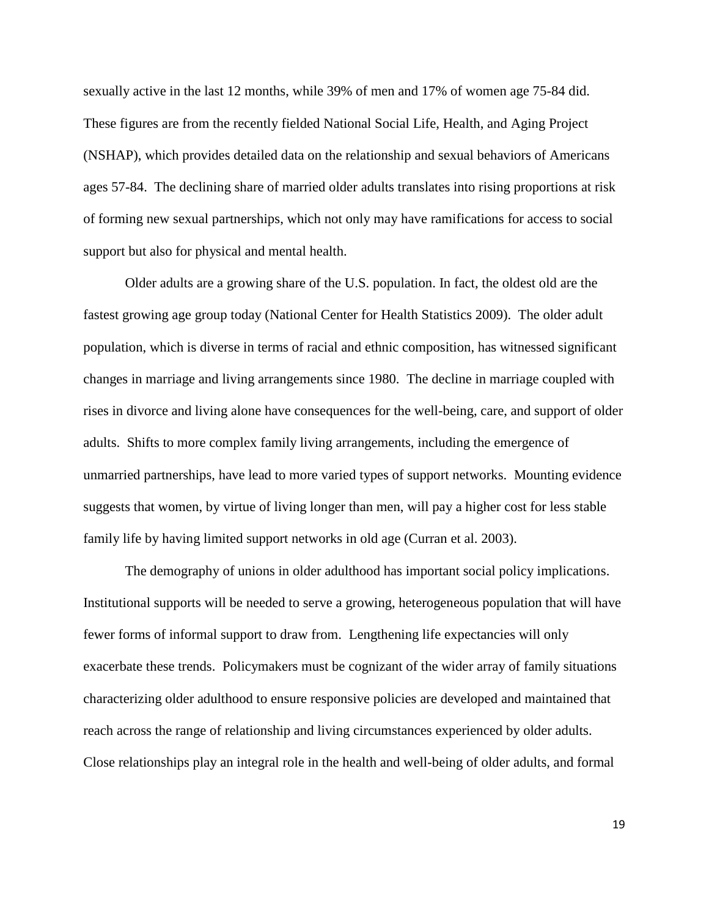sexually active in the last 12 months, while 39% of men and 17% of women age 75-84 did. These figures are from the recently fielded National Social Life, Health, and Aging Project (NSHAP), which provides detailed data on the relationship and sexual behaviors of Americans ages 57-84. The declining share of married older adults translates into rising proportions at risk of forming new sexual partnerships, which not only may have ramifications for access to social support but also for physical and mental health.

Older adults are a growing share of the U.S. population. In fact, the oldest old are the fastest growing age group today (National Center for Health Statistics 2009). The older adult population, which is diverse in terms of racial and ethnic composition, has witnessed significant changes in marriage and living arrangements since 1980. The decline in marriage coupled with rises in divorce and living alone have consequences for the well-being, care, and support of older adults. Shifts to more complex family living arrangements, including the emergence of unmarried partnerships, have lead to more varied types of support networks. Mounting evidence suggests that women, by virtue of living longer than men, will pay a higher cost for less stable family life by having limited support networks in old age (Curran et al. 2003).

The demography of unions in older adulthood has important social policy implications. Institutional supports will be needed to serve a growing, heterogeneous population that will have fewer forms of informal support to draw from. Lengthening life expectancies will only exacerbate these trends. Policymakers must be cognizant of the wider array of family situations characterizing older adulthood to ensure responsive policies are developed and maintained that reach across the range of relationship and living circumstances experienced by older adults. Close relationships play an integral role in the health and well-being of older adults, and formal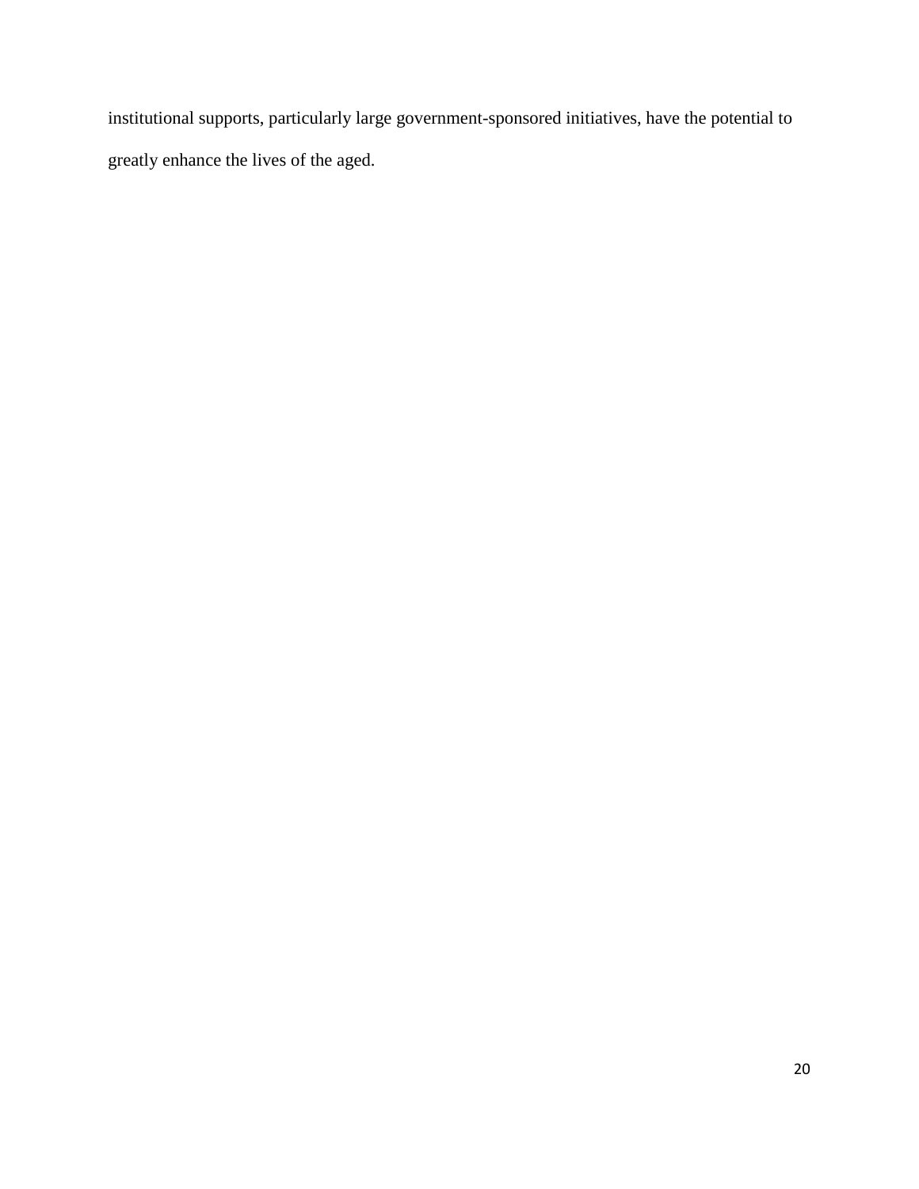institutional supports, particularly large government-sponsored initiatives, have the potential to greatly enhance the lives of the aged.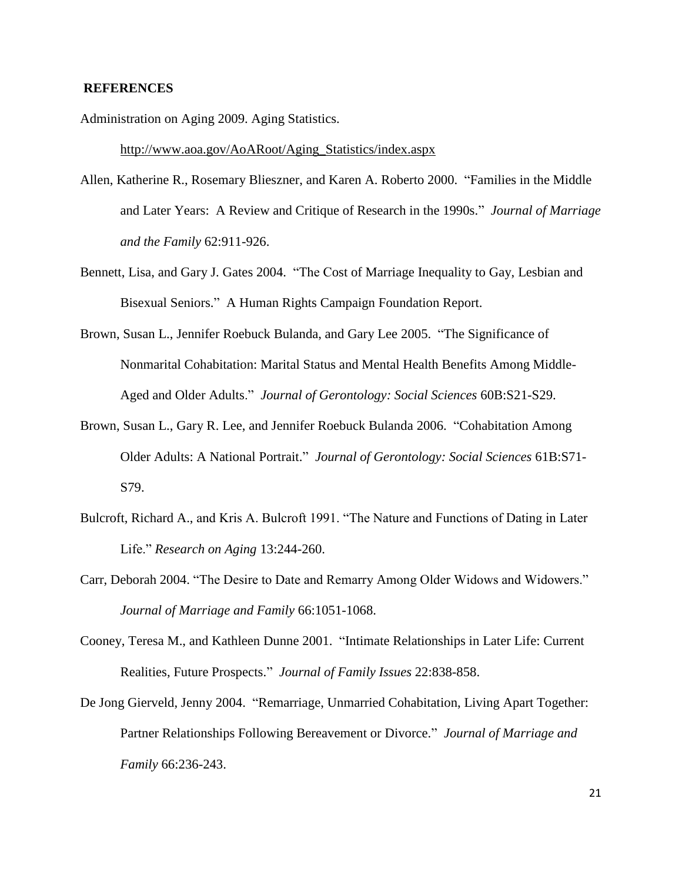## REFERENCES

Administration on Aging 2009. Aging Statistics. http://www.aoa.gov/AoARoot/Aging_Statistics/index.aspx

Allen, Katherine R., Rosemary Blieszner, and Karen A. Roberto 2000. "Families in the Middle and Later Years: A Review and Critique of Research in the 1990s." *Journal of Marriage and the Family* 62:911-926.

Bennett, Lisa, and Gary J. Gates 2004. "The Cost of Marriage Inequality to Gay, Lesbian and Bisexual Seniors." A Human Rights Campaign Foundation Report.

Brown, Susan L., Jennifer Roebuck Bulanda, and Gary Lee 2005. "The Significance of Nonmarital Cohabitation: Marital Status and Mental Health Benefits Among Middle-Aged and Older Adults." *Journal of Gerontology: Social Sciences* 60B:S21-S29.

Brown, Susan L., Gary R. Lee, and Jennifer Roebuck Bulanda 2006. "Cohabitation Among Older Adults: A National Portrait." *Journal of Gerontology: Social Sciences* 61B:S71-S79.

Bulcroft, Richard A., and Kris A. Bulcroft 1991. "The Nature and Functions of Dating in Later Life." *Research on Aging* 13:244-260.

Carr, Deborah 2004. "The Desire to Date and Remarry Among Older Widows and Widowers." *Journal of Marriage and Family* 66:1051-1068.

Cooney, Teresa M., and Kathleen Dunne 2001. "Intimate Relationships in Later Life: Current Realities, Future Prospects." *Journal of Family Issues* 22:838-858.

De Jong Gierveld, Jenny 2004. "Remarriage, Unmarried Cohabitation, Living Apart Together: Partner Relationships Following Bereavement or Divorce." *Journal of Marriage and Family* 66:236-243.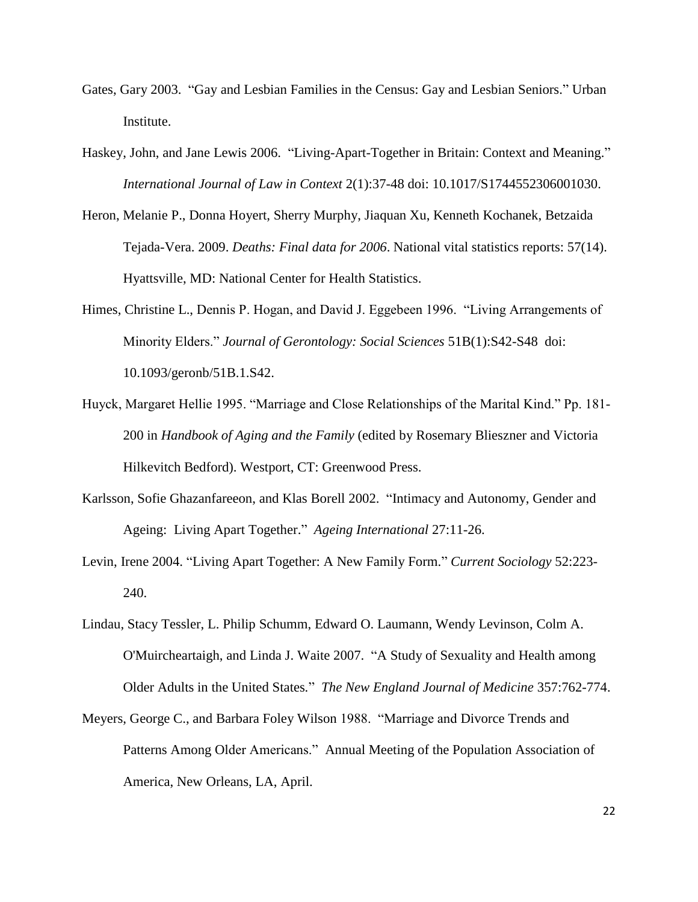Gates, Gary 2003. "Gay and Lesbian Families in the Census: Gay and Lesbian Seniors." Urban Institute.

Haskey, John, and Jane Lewis 2006. "Living-Apart-Together in Britain: Context and Meaning." *International Journal of Law in Context* 2(1):37-48 doi: 10.1017/S1744552306001030.

Heron, Melanie P., Donna Hoyert, Sherry Murphy, Jiaquan Xu, Kenneth Kochanek, Betzaida Tejada-Vera. 2009. *Deaths: Final data for 2006*. National vital statistics reports: 57(14). Hyattsville, MD: National Center for Health Statistics.

Himes, Christine L., Dennis P. Hogan, and David J. Eggebeen 1996. "Living Arrangements of Minority Elders." *Journal of Gerontology: Social Sciences* 51B(1):S42-S48 doi: 10.1093/geronb/51B.1.S42.

Huyck, Margaret Hellie 1995. "Marriage and Close Relationships of the Marital Kind." Pp. 181-200 in *Handbook of Aging and the Family* (edited by Rosemary Blieszner and Victoria Hilkevitch Bedford). Westport, CT: Greenwood Press.

Karlsson, Sofie Ghazanfareeon, and Klas Borell 2002. "Intimacy and Autonomy, Gender and Ageing: Living Apart Together." *Ageing International* 27:11-26.

Levin, Irene 2004. "Living Apart Together: A New Family Form." *Current Sociology* 52:223-240.

Lindau, Stacy Tessler, L. Philip Schumm, Edward O. Laumann, Wendy Levinson, Colm A. O'Muircheartaigh, and Linda J. Waite 2007. "A Study of Sexuality and Health among Older Adults in the United States." *The New England Journal of Medicine* 357:762-774.

Meyers, George C., and Barbara Foley Wilson 1988. "Marriage and Divorce Trends and Patterns Among Older Americans." Annual Meeting of the Population Association of America, New Orleans, LA, April.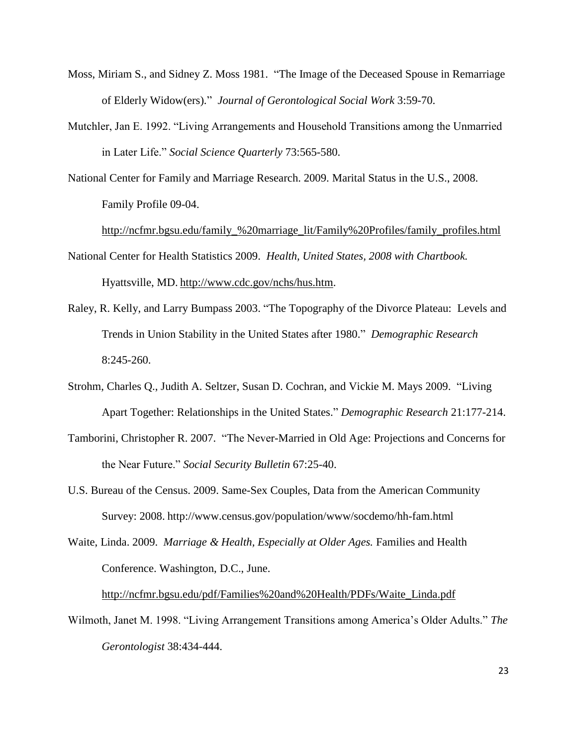Moss, Miriam S., and Sidney Z. Moss 1981. "The Image of the Deceased Spouse in Remarriage of Elderly Widow(ers)." *Journal of Gerontological Social Work* 3:59-70.

Mutchler, Jan E. 1992. "Living Arrangements and Household Transitions among the Unmarried in Later Life." *Social Science Quarterly* 73:565-580.

National Center for Family and Marriage Research. 2009. Marital Status in the U.S., 2008. Family Profile 09-04. http://ncfmr.bgsu.edu/family_%20marriage_lit/Family%20Profiles/family_profiles.html

National Center for Health Statistics 2009. *Health, United States, 2008 with Chartbook.* Hyattsville, MD. http://www.cdc.gov/nchs/hus.htm.

Raley, R. Kelly, and Larry Bumpass 2003. "The Topography of the Divorce Plateau: Levels and Trends in Union Stability in the United States after 1980." *Demographic Research* 8:245-260.

Strohm, Charles Q., Judith A. Seltzer, Susan D. Cochran, and Vickie M. Mays 2009. "Living Apart Together: Relationships in the United States." *Demographic Research* 21:177-214.

Tamborini, Christopher R. 2007. "The Never-Married in Old Age: Projections and Concerns for the Near Future." *Social Security Bulletin* 67:25-40.

U.S. Bureau of the Census. 2009. Same-Sex Couples, Data from the American Community Survey: 2008. http://www.census.gov/population/www/socdemo/hh-fam.html

Waite, Linda. 2009. *Marriage & Health, Especially at Older Ages.* Families and Health Conference. Washington, D.C., June. http://ncfmr.bgsu.edu/pdf/Families%20and%20Health/PDFs/Waite_Linda.pdf

Wilmoth, Janet M. 1998. "Living Arrangement Transitions among America's Older Adults." *The Gerontologist* 38:434-444.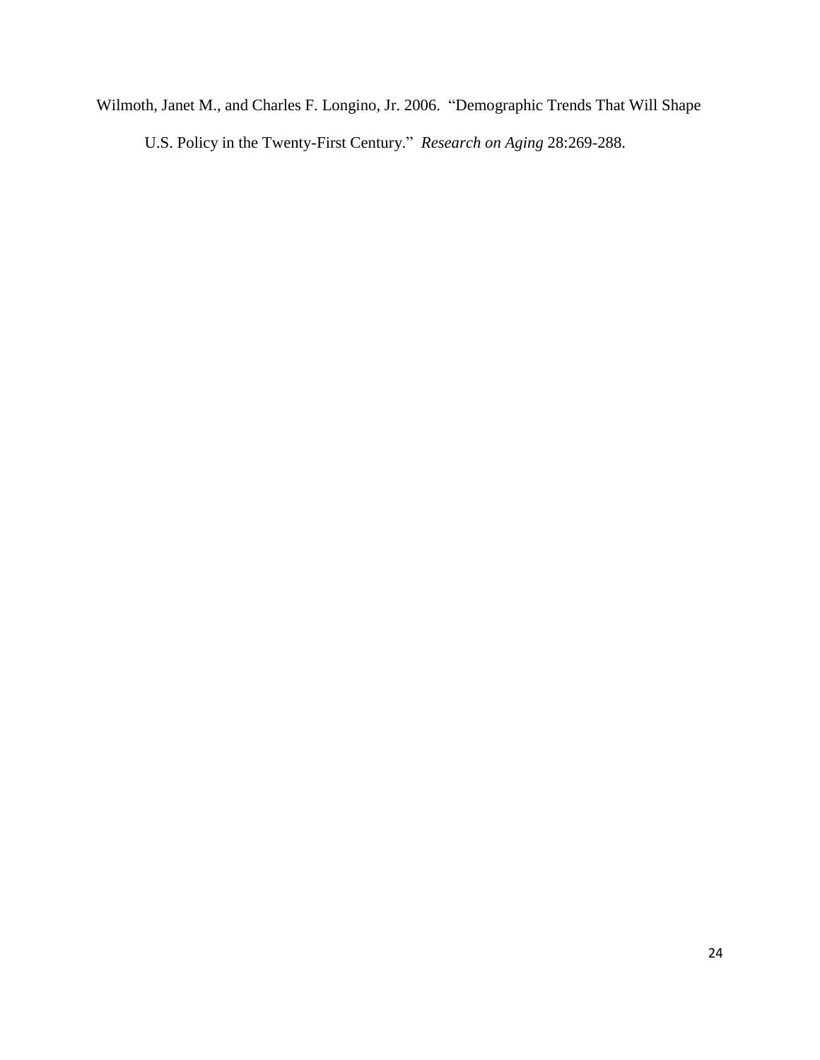Wilmoth, Janet M., and Charles F. Longino, Jr. 2006. "Demographic Trends That Will Shape U.S. Policy in the Twenty-First Century." *Research on Aging* 28:269-288.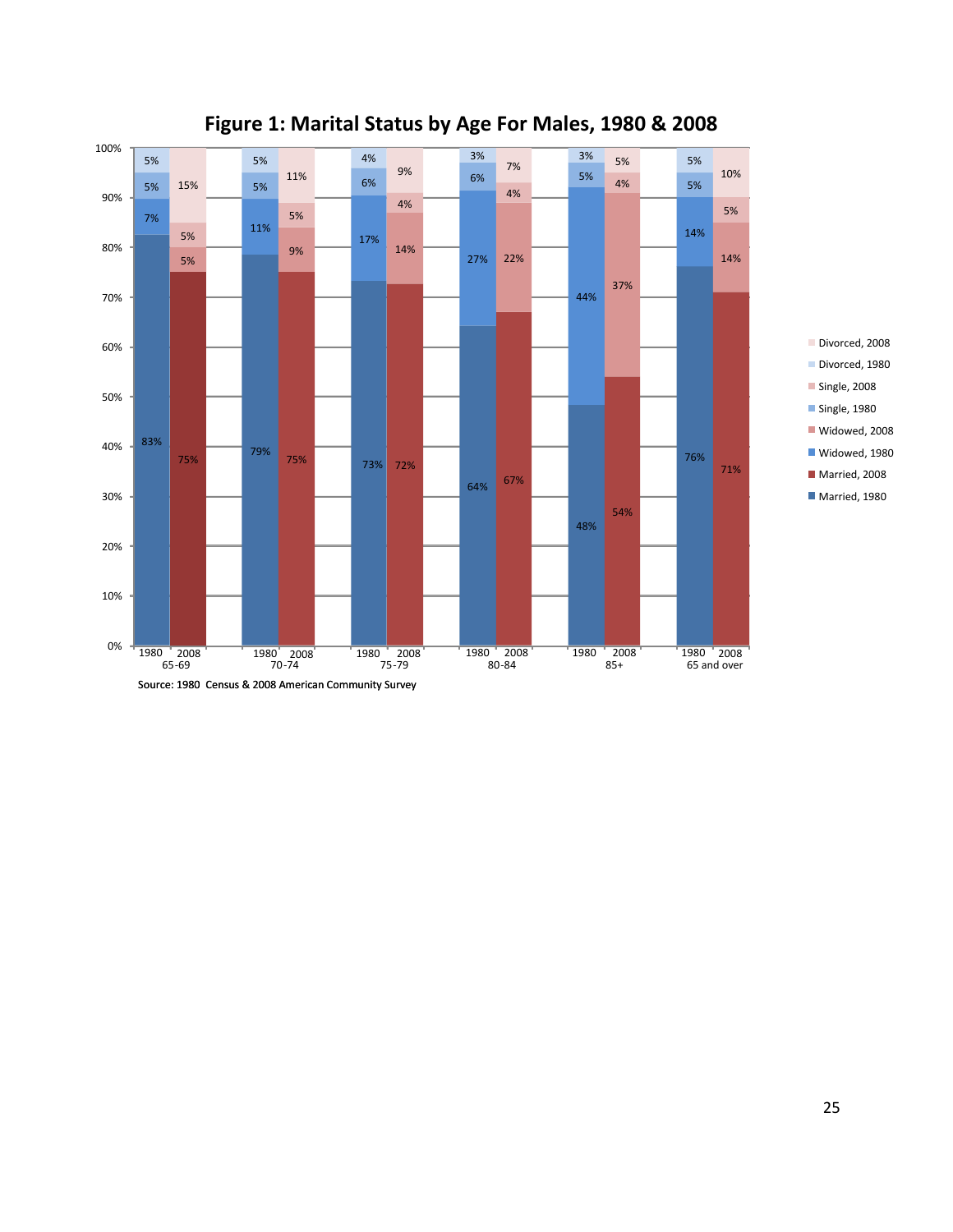# Figure 1: Marital Status by Age For Males, 1980 & 2008

| Age group | Year | Married | Widowed | Single | Divorced |
|---|---|---|---|---|---|
| 65-69 | 1980 | 83% | 7% | 5% | 5% |
| 65-69 | 2008 | 75% | 5% | 5% | 15% |
| 70-74 | 1980 | 79% | 11% | 5% | 5% |
| 70-74 | 2008 | 75% | 9% | 5% | 11% |
| 75-79 | 1980 | 73% | 17% | 6% | 4% |
| 75-79 | 2008 | 72% | 14% | 4% | 9% |
| 80-84 | 1980 | 64% | 27% | 6% | 3% |
| 80-84 | 2008 | 67% | 22% | 4% | 7% |
| 85+ | 1980 | 48% | 44% | 5% | 3% |
| 85+ | 2008 | 54% | 37% | 4% | 5% |
| 65 and over | 1980 | 76% | 14% | 5% | 5% |
| 65 and over | 2008 | 71% | 14% | 5% | 10% |

Source: 1980 Census & 2008 American Community Survey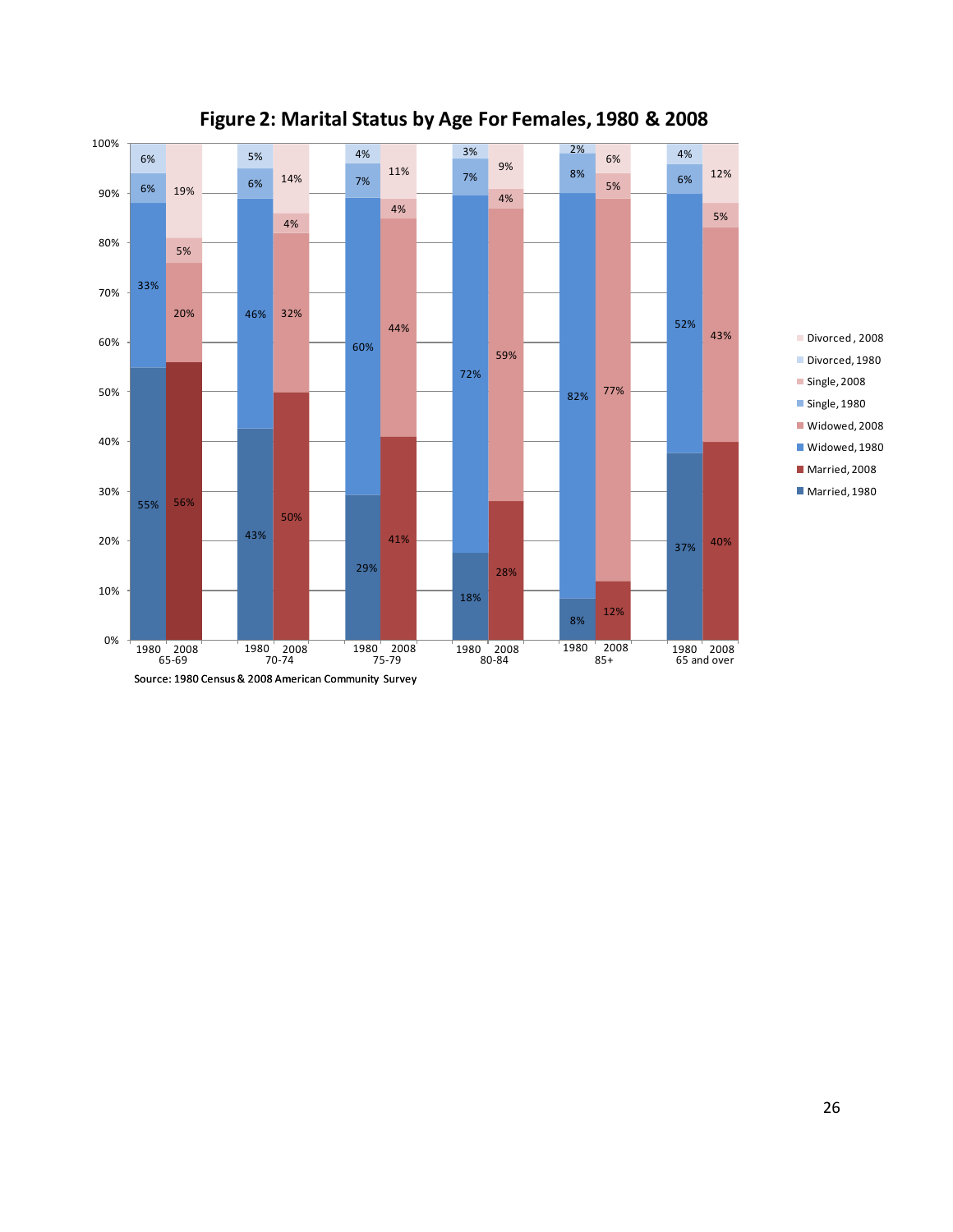## Figure 2: Marital Status by Age For Females, 1980 & 2008

| Age group | Year | Married | Widowed | Single | Divorced |
|---|---|---|---|---|---|
| 65-69 | 1980 | 55% | 33% | 6% | 6% |
| 65-69 | 2008 | 56% | 20% | 5% | 19% |
| 70-74 | 1980 | 43% | 46% | 6% | 5% |
| 70-74 | 2008 | 50% | 32% | 4% | 14% |
| 75-79 | 1980 | 29% | 60% | 7% | 4% |
| 75-79 | 2008 | 41% | 44% | 4% | 11% |
| 80-84 | 1980 | 18% | 72% | 7% | 3% |
| 80-84 | 2008 | 28% | 59% | 4% | 9% |
| 85+ | 1980 | 8% | 82% | 8% | 2% |
| 85+ | 2008 | 12% | 77% | 5% | 6% |
| 65 and over | 1980 | 37% | 52% | 6% | 4% |
| 65 and over | 2008 | 40% | 43% | 5% | 12% |

Source: 1980 Census & 2008 American Community Survey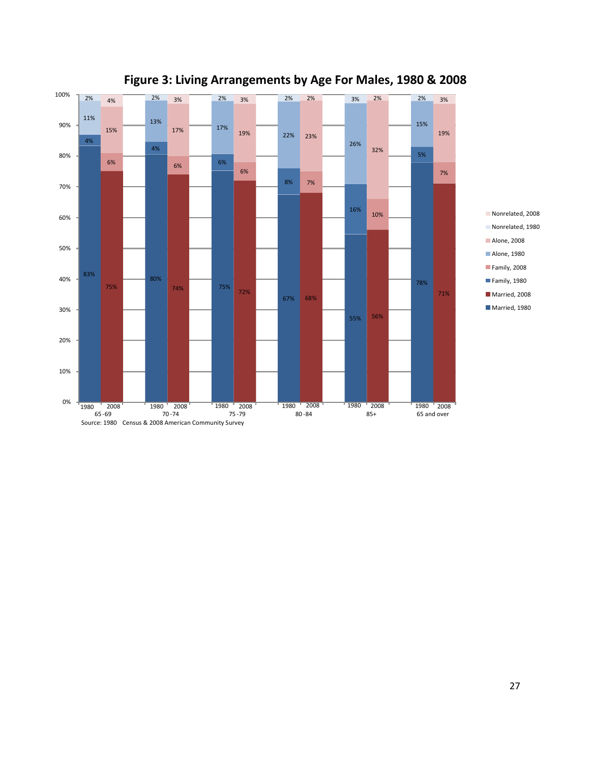# Figure 3: Living Arrangements by Age For Males, 1980 & 2008

| Age group | Year | Married | Family | Alone | Nonrelated |
|---|---|---|---|---|---|
| 65-69 | 1980 | 83% | 4% | 11% | 2% |
| 65-69 | 2008 | 75% | 6% | 15% | 4% |
| 70-74 | 1980 | 80% | 4% | 13% | 2% |
| 70-74 | 2008 | 74% | 6% | 17% | 3% |
| 75-79 | 1980 | 75% | 6% | 17% | 2% |
| 75-79 | 2008 | 72% | 6% | 19% | 3% |
| 80-84 | 1980 | 67% | 8% | 22% | 2% |
| 80-84 | 2008 | 68% | 7% | 23% | 2% |
| 85+ | 1980 | 55% | 16% | 26% | 3% |
| 85+ | 2008 | 56% | 10% | 32% | 2% |
| 65 and over | 1980 | 78% | 5% | 15% | 2% |
| 65 and over | 2008 | 71% | 7% | 19% | 3% |

Source: 1980 Census & 2008 American Community Survey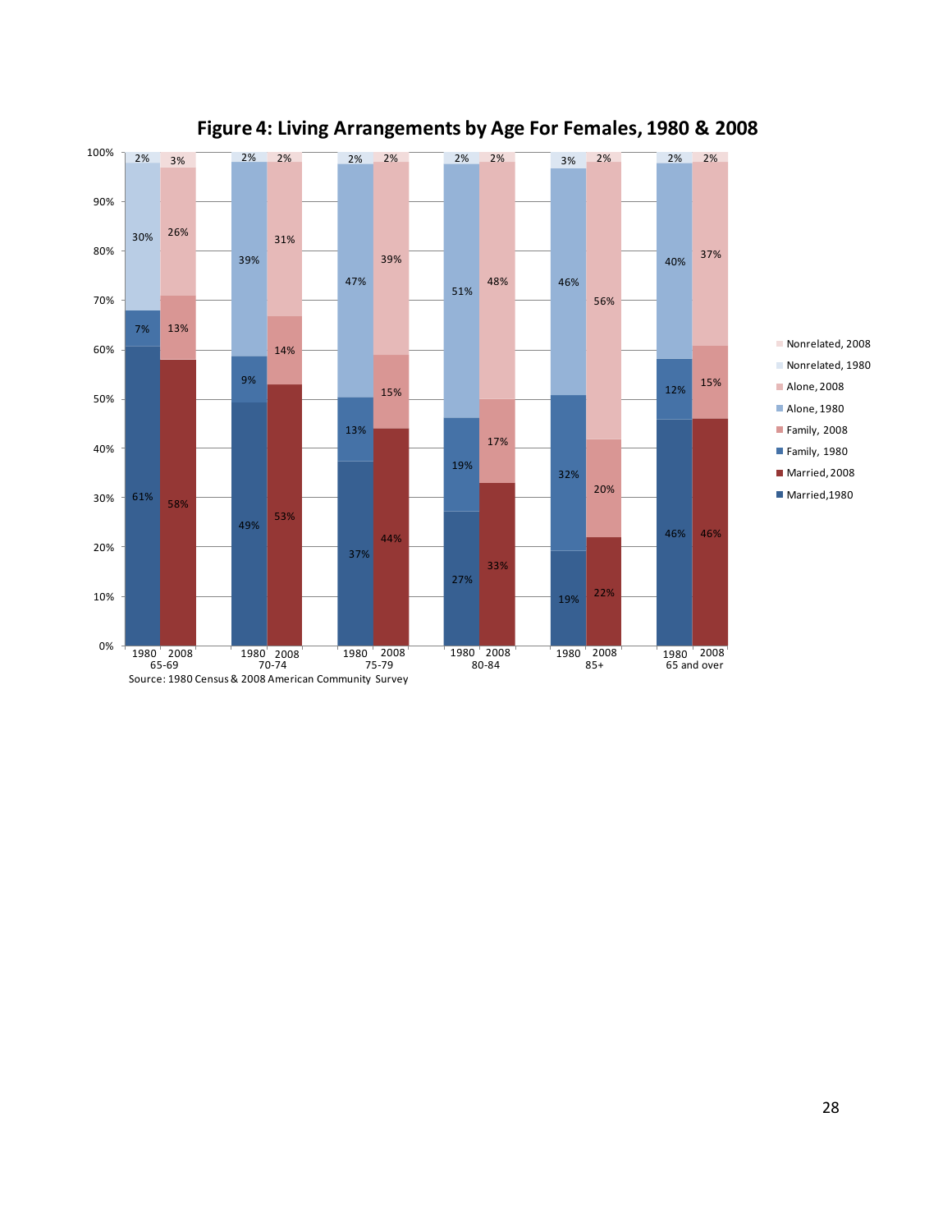# Figure 4: Living Arrangements by Age For Females, 1980 & 2008

100%
90%
80%
70%
60%
50%
40%
30%
20%
10%
0%

65-69: 1980 — 61%, 7%, 30%, 2%; 2008 — 58%, 13%, 26%, 3%

70-74: 1980 — 49%, 9%, 39%, 2%; 2008 — 53%, 14%, 31%, 2%

75-79: 1980 — 37%, 13%, 47%, 2%; 2008 — 44%, 15%, 39%, 2%

80-84: 1980 — 27%, 19%, 51%, 2%; 2008 — 33%, 17%, 48%, 2%

85+: 1980 — 19%, 32%, 46%, 3%; 2008 — 22%, 20%, 56%, 2%

65 and over: 1980 — 46%, 12%, 40%, 2%; 2008 — 46%, 15%, 37%, 2%

Nonrelated, 2008
Nonrelated, 1980
Alone, 2008
Alone, 1980
Family, 2008
Family, 1980
Married, 2008
Married,1980

Source: 1980 Census & 2008 American Community Survey